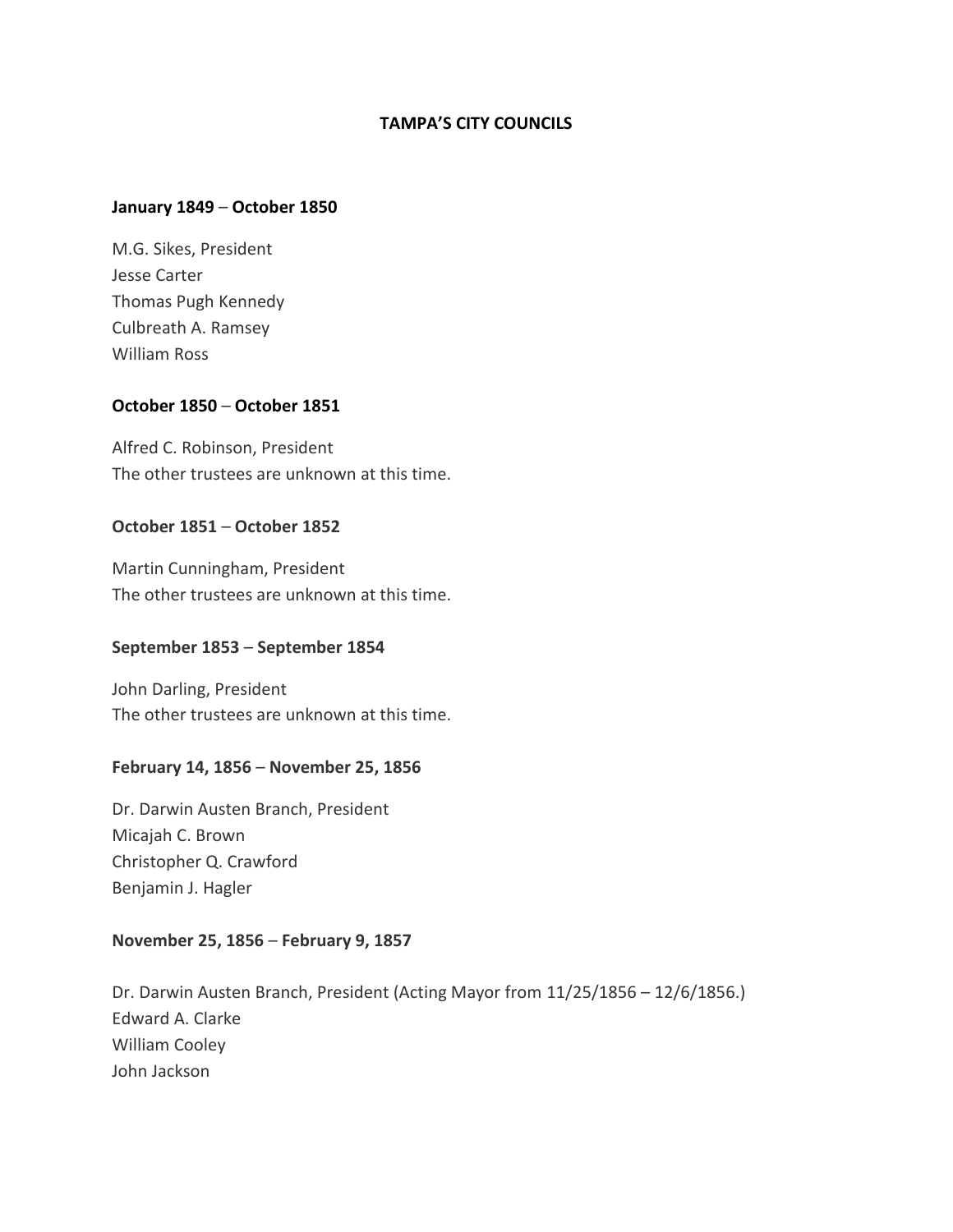# TAMPA'S CITY COUNCILS

**January 1849 – October 1850**

M.G. Sikes, President
Jesse Carter
Thomas Pugh Kennedy
Culbreath A. Ramsey
William Ross

**October 1850 – October 1851**

Alfred C. Robinson, President
The other trustees are unknown at this time.

**October 1851 – October 1852**

Martin Cunningham, President
The other trustees are unknown at this time.

**September 1853 – September 1854**

John Darling, President
The other trustees are unknown at this time.

**February 14, 1856 – November 25, 1856**

Dr. Darwin Austen Branch, President
Micajah C. Brown
Christopher Q. Crawford
Benjamin J. Hagler

**November 25, 1856 – February 9, 1857**

Dr. Darwin Austen Branch, President (Acting Mayor from 11/25/1856 – 12/6/1856.)
Edward A. Clarke
William Cooley
John Jackson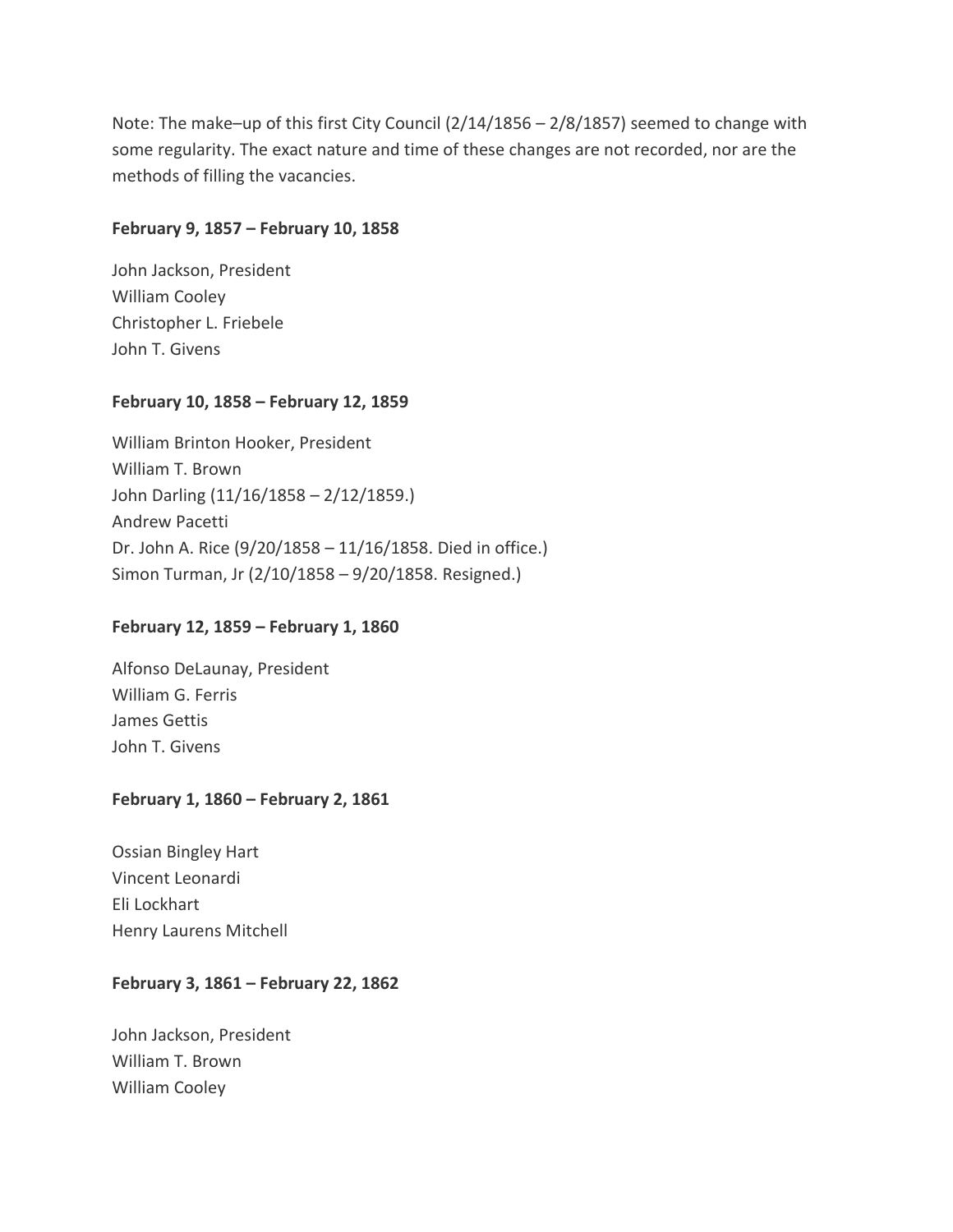Note: The make–up of this first City Council (2/14/1856 – 2/8/1857) seemed to change with some regularity. The exact nature and time of these changes are not recorded, nor are the methods of filling the vacancies.

**February 9, 1857 – February 10, 1858**

John Jackson, President
William Cooley
Christopher L. Friebele
John T. Givens

**February 10, 1858 – February 12, 1859**

William Brinton Hooker, President
William T. Brown
John Darling (11/16/1858 – 2/12/1859.)
Andrew Pacetti
Dr. John A. Rice (9/20/1858 – 11/16/1858. Died in office.)
Simon Turman, Jr (2/10/1858 – 9/20/1858. Resigned.)

**February 12, 1859 – February 1, 1860**

Alfonso DeLaunay, President
William G. Ferris
James Gettis
John T. Givens

**February 1, 1860 – February 2, 1861**

Ossian Bingley Hart
Vincent Leonardi
Eli Lockhart
Henry Laurens Mitchell

**February 3, 1861 – February 22, 1862**

John Jackson, President
William T. Brown
William Cooley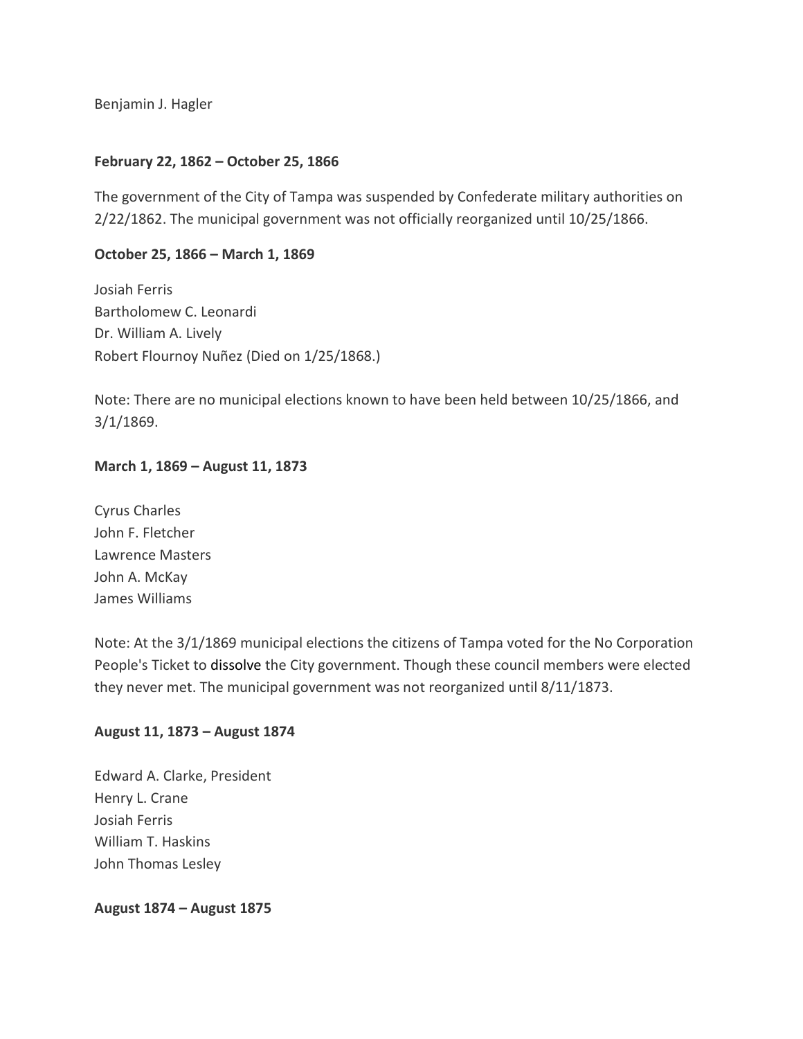Benjamin J. Hagler

**February 22, 1862 – October 25, 1866**

The government of the City of Tampa was suspended by Confederate military authorities on 2/22/1862. The municipal government was not officially reorganized until 10/25/1866.

**October 25, 1866 – March 1, 1869**

Josiah Ferris
Bartholomew C. Leonardi
Dr. William A. Lively
Robert Flournoy Nuñez (Died on 1/25/1868.)

Note: There are no municipal elections known to have been held between 10/25/1866, and 3/1/1869.

**March 1, 1869 – August 11, 1873**

Cyrus Charles
John F. Fletcher
Lawrence Masters
John A. McKay
James Williams

Note: At the 3/1/1869 municipal elections the citizens of Tampa voted for the No Corporation People's Ticket to dissolve the City government. Though these council members were elected they never met. The municipal government was not reorganized until 8/11/1873.

**August 11, 1873 – August 1874**

Edward A. Clarke, President
Henry L. Crane
Josiah Ferris
William T. Haskins
John Thomas Lesley

**August 1874 – August 1875**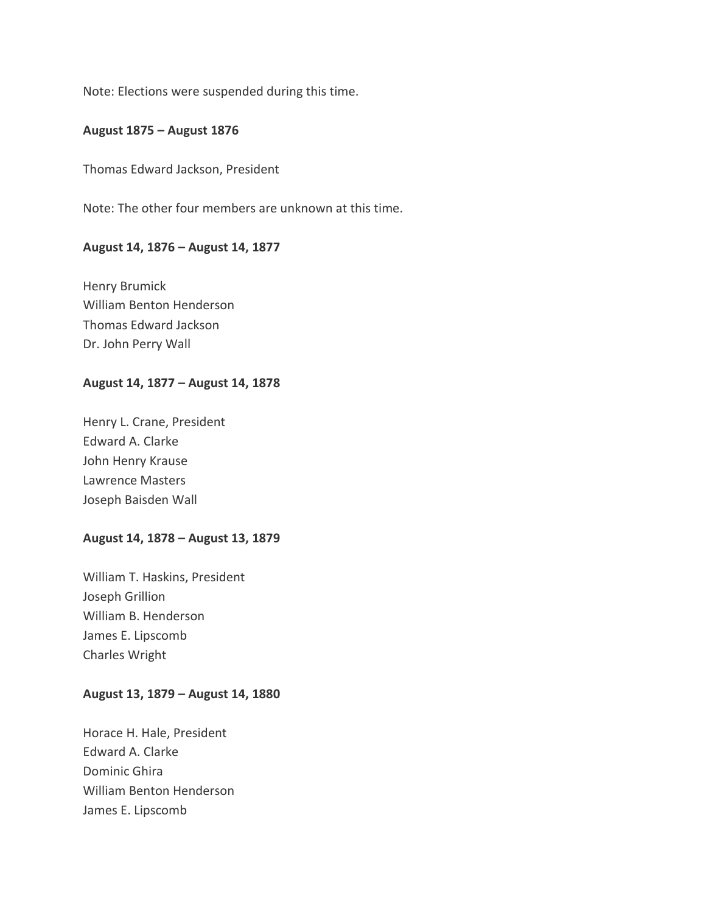Note: Elections were suspended during this time.

**August 1875 – August 1876**

Thomas Edward Jackson, President

Note: The other four members are unknown at this time.

**August 14, 1876 – August 14, 1877**

Henry Brumick
William Benton Henderson
Thomas Edward Jackson
Dr. John Perry Wall

**August 14, 1877 – August 14, 1878**

Henry L. Crane, President
Edward A. Clarke
John Henry Krause
Lawrence Masters
Joseph Baisden Wall

**August 14, 1878 – August 13, 1879**

William T. Haskins, President
Joseph Grillion
William B. Henderson
James E. Lipscomb
Charles Wright

**August 13, 1879 – August 14, 1880**

Horace H. Hale, President
Edward A. Clarke
Dominic Ghira
William Benton Henderson
James E. Lipscomb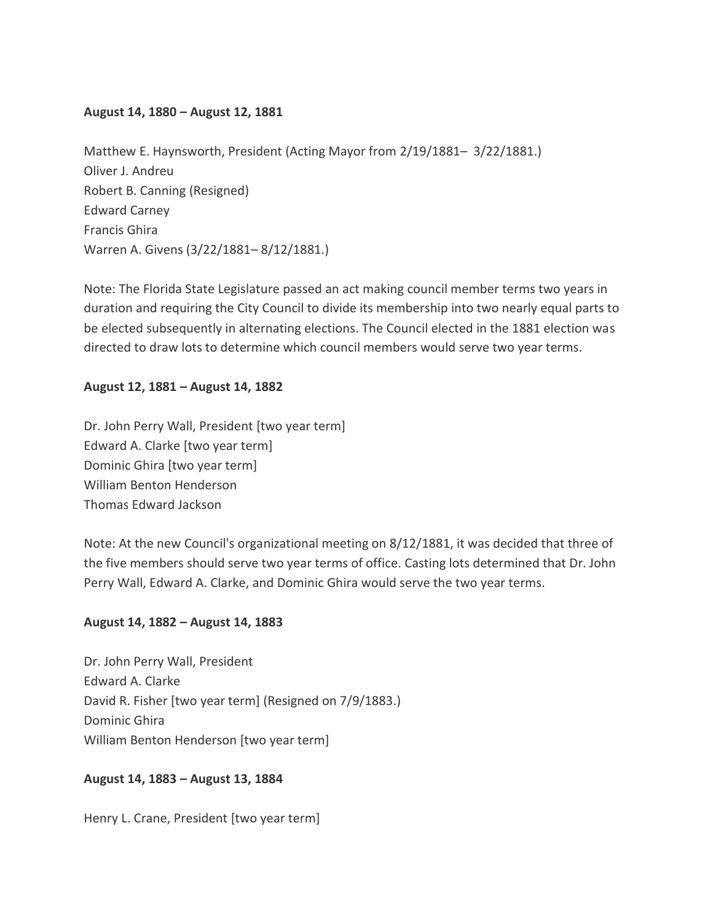**August 14, 1880 – August 12, 1881**

Matthew E. Haynsworth, President (Acting Mayor from 2/19/1881– 3/22/1881.)
Oliver J. Andreu
Robert B. Canning (Resigned)
Edward Carney
Francis Ghira
Warren A. Givens (3/22/1881– 8/12/1881.)

Note: The Florida State Legislature passed an act making council member terms two years in duration and requiring the City Council to divide its membership into two nearly equal parts to be elected subsequently in alternating elections. The Council elected in the 1881 election was directed to draw lots to determine which council members would serve two year terms.

**August 12, 1881 – August 14, 1882**

Dr. John Perry Wall, President [two year term]
Edward A. Clarke [two year term]
Dominic Ghira [two year term]
William Benton Henderson
Thomas Edward Jackson

Note: At the new Council's organizational meeting on 8/12/1881, it was decided that three of the five members should serve two year terms of office. Casting lots determined that Dr. John Perry Wall, Edward A. Clarke, and Dominic Ghira would serve the two year terms.

**August 14, 1882 – August 14, 1883**

Dr. John Perry Wall, President
Edward A. Clarke
David R. Fisher [two year term] (Resigned on 7/9/1883.)
Dominic Ghira
William Benton Henderson [two year term]

**August 14, 1883 – August 13, 1884**

Henry L. Crane, President [two year term]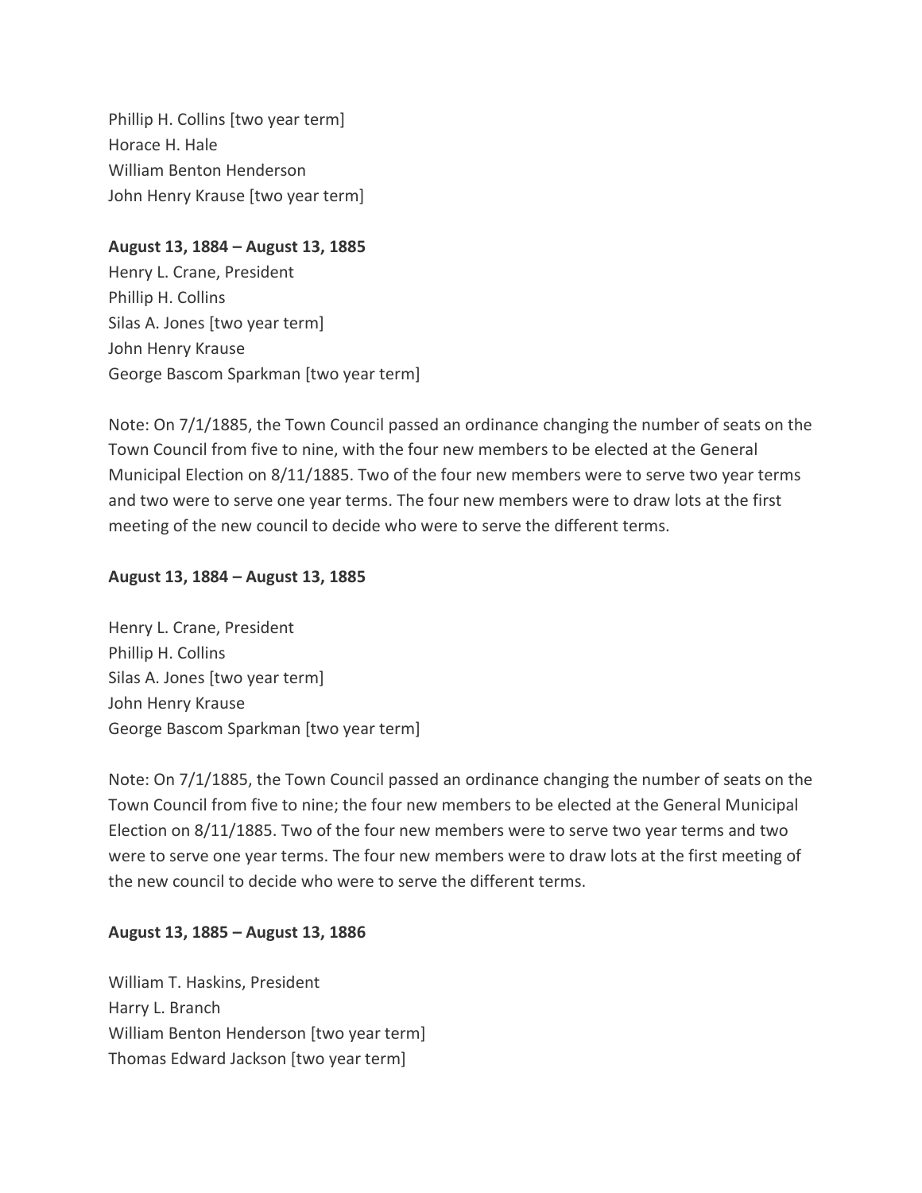Phillip H. Collins [two year term]
Horace H. Hale
William Benton Henderson
John Henry Krause [two year term]

**August 13, 1884 – August 13, 1885**
Henry L. Crane, President
Phillip H. Collins
Silas A. Jones [two year term]
John Henry Krause
George Bascom Sparkman [two year term]

Note: On 7/1/1885, the Town Council passed an ordinance changing the number of seats on the Town Council from five to nine, with the four new members to be elected at the General Municipal Election on 8/11/1885. Two of the four new members were to serve two year terms and two were to serve one year terms. The four new members were to draw lots at the first meeting of the new council to decide who were to serve the different terms.

**August 13, 1884 – August 13, 1885**

Henry L. Crane, President
Phillip H. Collins
Silas A. Jones [two year term]
John Henry Krause
George Bascom Sparkman [two year term]

Note: On 7/1/1885, the Town Council passed an ordinance changing the number of seats on the Town Council from five to nine; the four new members to be elected at the General Municipal Election on 8/11/1885. Two of the four new members were to serve two year terms and two were to serve one year terms. The four new members were to draw lots at the first meeting of the new council to decide who were to serve the different terms.

**August 13, 1885 – August 13, 1886**

William T. Haskins, President
Harry L. Branch
William Benton Henderson [two year term]
Thomas Edward Jackson [two year term]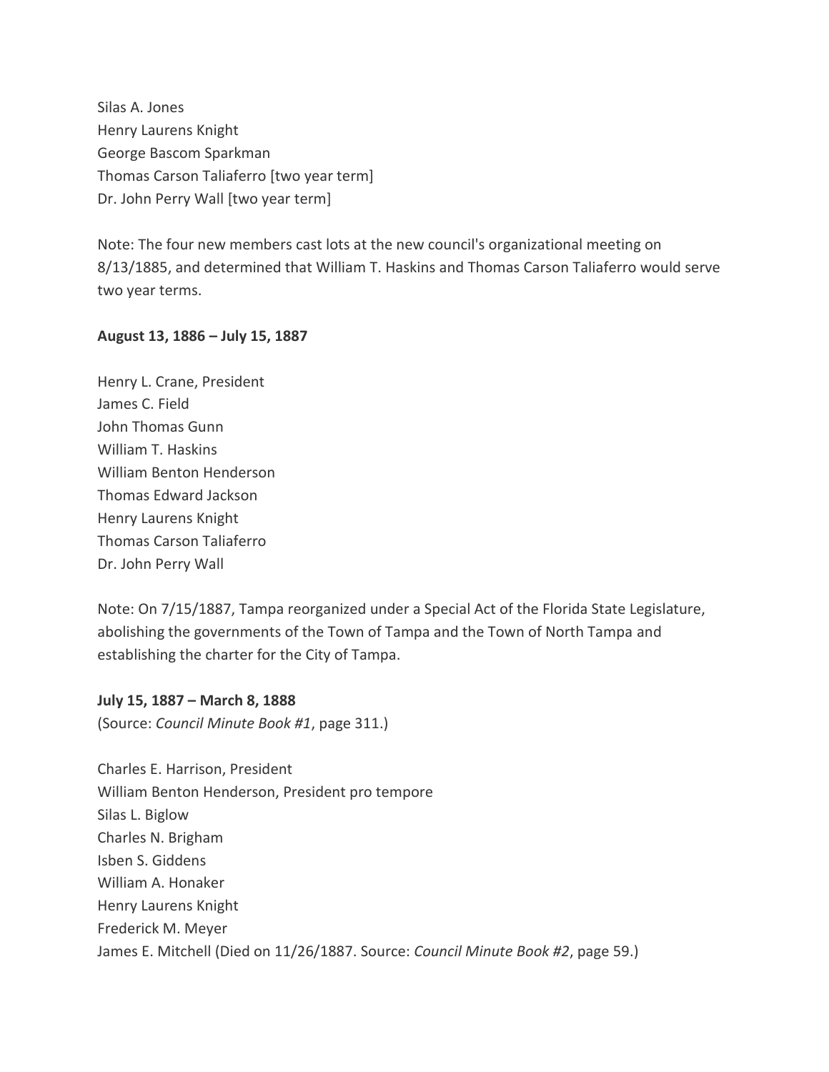Silas A. Jones
Henry Laurens Knight
George Bascom Sparkman
Thomas Carson Taliaferro [two year term]
Dr. John Perry Wall [two year term]

Note: The four new members cast lots at the new council's organizational meeting on 8/13/1885, and determined that William T. Haskins and Thomas Carson Taliaferro would serve two year terms.

**August 13, 1886 – July 15, 1887**

Henry L. Crane, President
James C. Field
John Thomas Gunn
William T. Haskins
William Benton Henderson
Thomas Edward Jackson
Henry Laurens Knight
Thomas Carson Taliaferro
Dr. John Perry Wall

Note: On 7/15/1887, Tampa reorganized under a Special Act of the Florida State Legislature, abolishing the governments of the Town of Tampa and the Town of North Tampa and establishing the charter for the City of Tampa.

**July 15, 1887 – March 8, 1888**
(Source: *Council Minute Book #1*, page 311.)

Charles E. Harrison, President
William Benton Henderson, President pro tempore
Silas L. Biglow
Charles N. Brigham
Isben S. Giddens
William A. Honaker
Henry Laurens Knight
Frederick M. Meyer
James E. Mitchell (Died on 11/26/1887. Source: *Council Minute Book #2*, page 59.)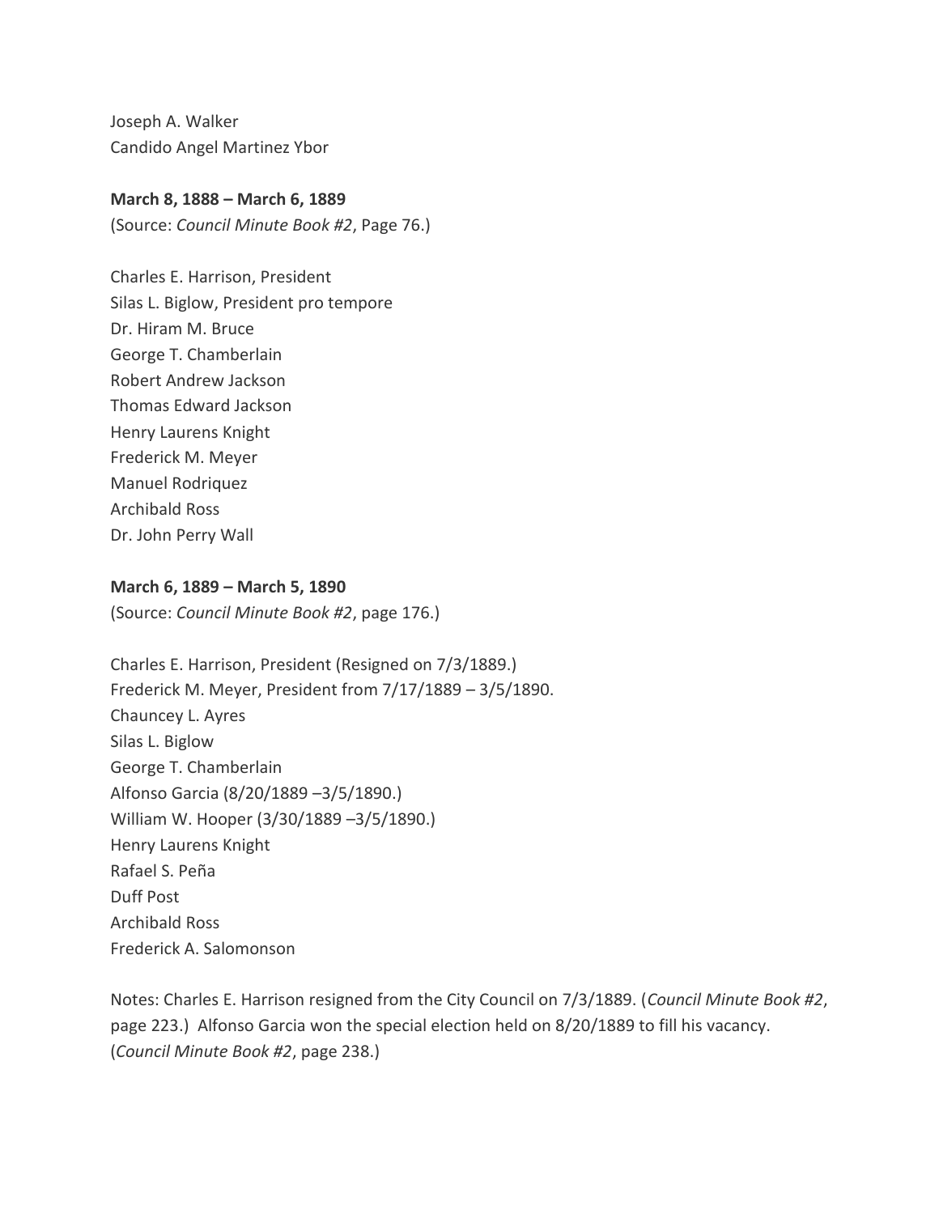Joseph A. Walker
Candido Angel Martinez Ybor

**March 8, 1888 – March 6, 1889**
(Source: *Council Minute Book #2*, Page 76.)

Charles E. Harrison, President
Silas L. Biglow, President pro tempore
Dr. Hiram M. Bruce
George T. Chamberlain
Robert Andrew Jackson
Thomas Edward Jackson
Henry Laurens Knight
Frederick M. Meyer
Manuel Rodriquez
Archibald Ross
Dr. John Perry Wall

**March 6, 1889 – March 5, 1890**
(Source: *Council Minute Book #2*, page 176.)

Charles E. Harrison, President (Resigned on 7/3/1889.)
Frederick M. Meyer, President from 7/17/1889 – 3/5/1890.
Chauncey L. Ayres
Silas L. Biglow
George T. Chamberlain
Alfonso Garcia (8/20/1889 –3/5/1890.)
William W. Hooper (3/30/1889 –3/5/1890.)
Henry Laurens Knight
Rafael S. Peña
Duff Post
Archibald Ross
Frederick A. Salomonson

Notes: Charles E. Harrison resigned from the City Council on 7/3/1889. (*Council Minute Book #2*, page 223.) Alfonso Garcia won the special election held on 8/20/1889 to fill his vacancy. (*Council Minute Book #2*, page 238.)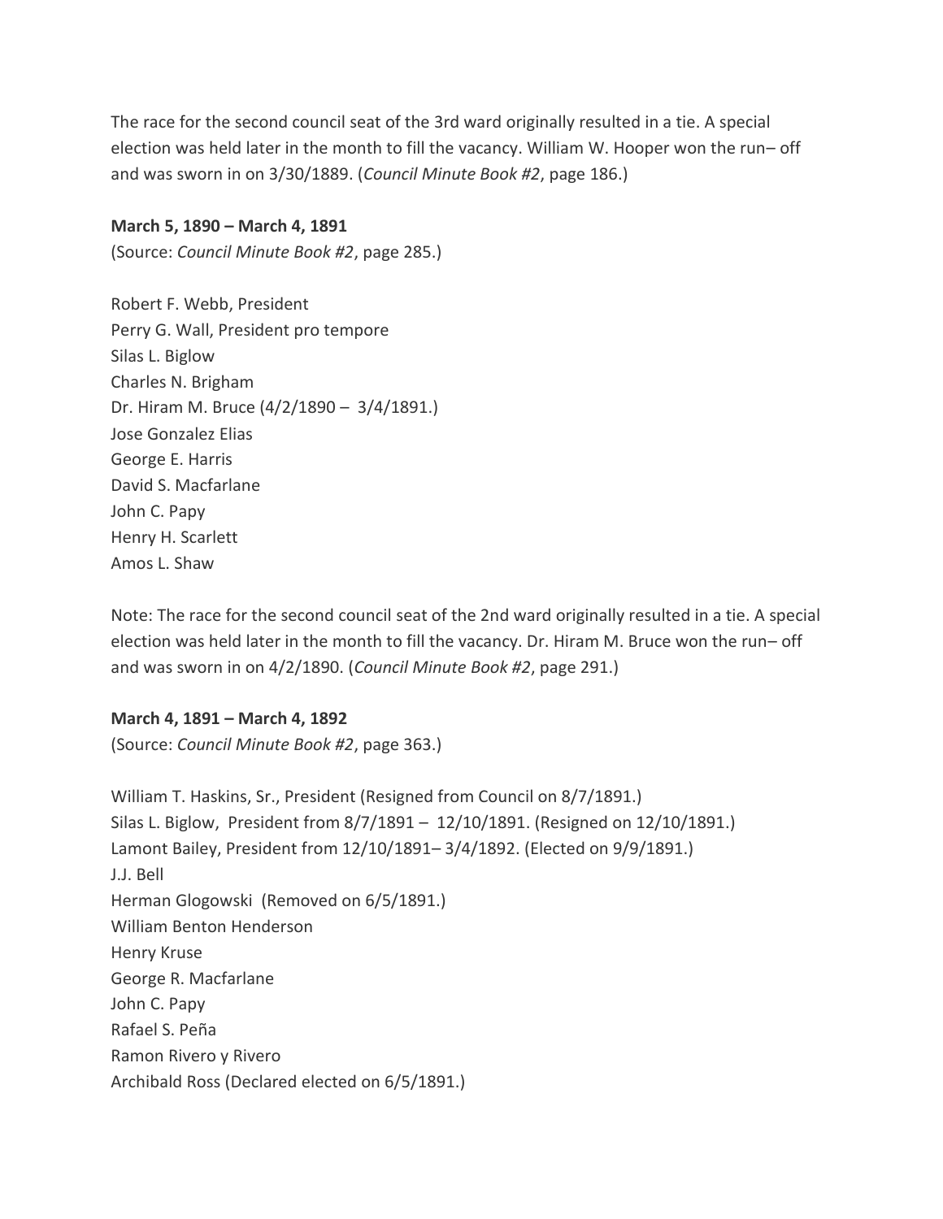The race for the second council seat of the 3rd ward originally resulted in a tie. A special election was held later in the month to fill the vacancy. William W. Hooper won the run– off and was sworn in on 3/30/1889. (*Council Minute Book #2*, page 186.)

**March 5, 1890 – March 4, 1891**
(Source: *Council Minute Book #2*, page 285.)

Robert F. Webb, President
Perry G. Wall, President pro tempore
Silas L. Biglow
Charles N. Brigham
Dr. Hiram M. Bruce (4/2/1890 – 3/4/1891.)
Jose Gonzalez Elias
George E. Harris
David S. Macfarlane
John C. Papy
Henry H. Scarlett
Amos L. Shaw

Note: The race for the second council seat of the 2nd ward originally resulted in a tie. A special election was held later in the month to fill the vacancy. Dr. Hiram M. Bruce won the run– off and was sworn in on 4/2/1890. (*Council Minute Book #2*, page 291.)

**March 4, 1891 – March 4, 1892**
(Source: *Council Minute Book #2*, page 363.)

William T. Haskins, Sr., President (Resigned from Council on 8/7/1891.)
Silas L. Biglow, President from 8/7/1891 – 12/10/1891. (Resigned on 12/10/1891.)
Lamont Bailey, President from 12/10/1891– 3/4/1892. (Elected on 9/9/1891.)
J.J. Bell
Herman Glogowski (Removed on 6/5/1891.)
William Benton Henderson
Henry Kruse
George R. Macfarlane
John C. Papy
Rafael S. Peña
Ramon Rivero y Rivero
Archibald Ross (Declared elected on 6/5/1891.)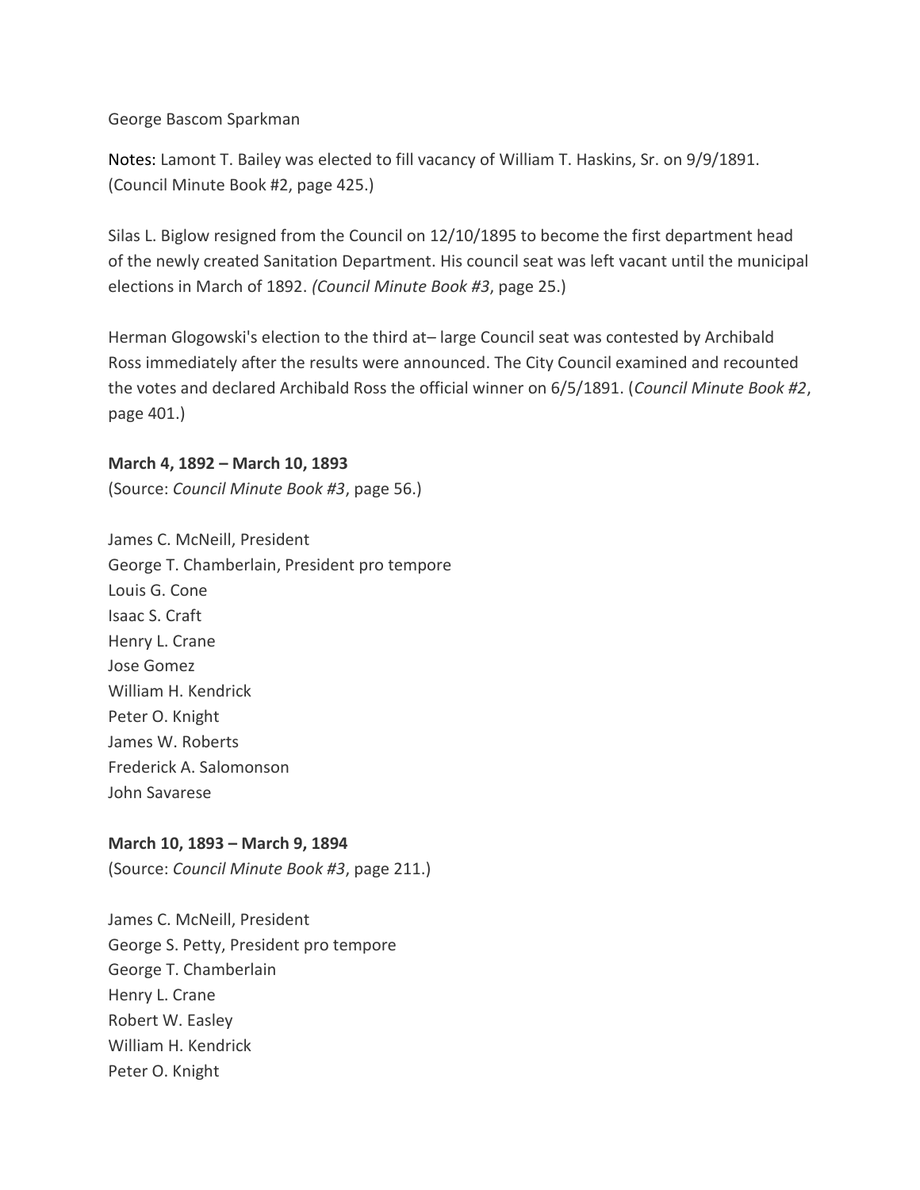George Bascom Sparkman

Notes: Lamont T. Bailey was elected to fill vacancy of William T. Haskins, Sr. on 9/9/1891. (Council Minute Book #2, page 425.)

Silas L. Biglow resigned from the Council on 12/10/1895 to become the first department head of the newly created Sanitation Department. His council seat was left vacant until the municipal elections in March of 1892. (*Council Minute Book #3*, page 25.)

Herman Glogowski's election to the third at– large Council seat was contested by Archibald Ross immediately after the results were announced. The City Council examined and recounted the votes and declared Archibald Ross the official winner on 6/5/1891. (*Council Minute Book #2*, page 401.)

**March 4, 1892 – March 10, 1893**
(Source: *Council Minute Book #3*, page 56.)

James C. McNeill, President
George T. Chamberlain, President pro tempore
Louis G. Cone
Isaac S. Craft
Henry L. Crane
Jose Gomez
William H. Kendrick
Peter O. Knight
James W. Roberts
Frederick A. Salomonson
John Savarese

**March 10, 1893 – March 9, 1894**
(Source: *Council Minute Book #3*, page 211.)

James C. McNeill, President
George S. Petty, President pro tempore
George T. Chamberlain
Henry L. Crane
Robert W. Easley
William H. Kendrick
Peter O. Knight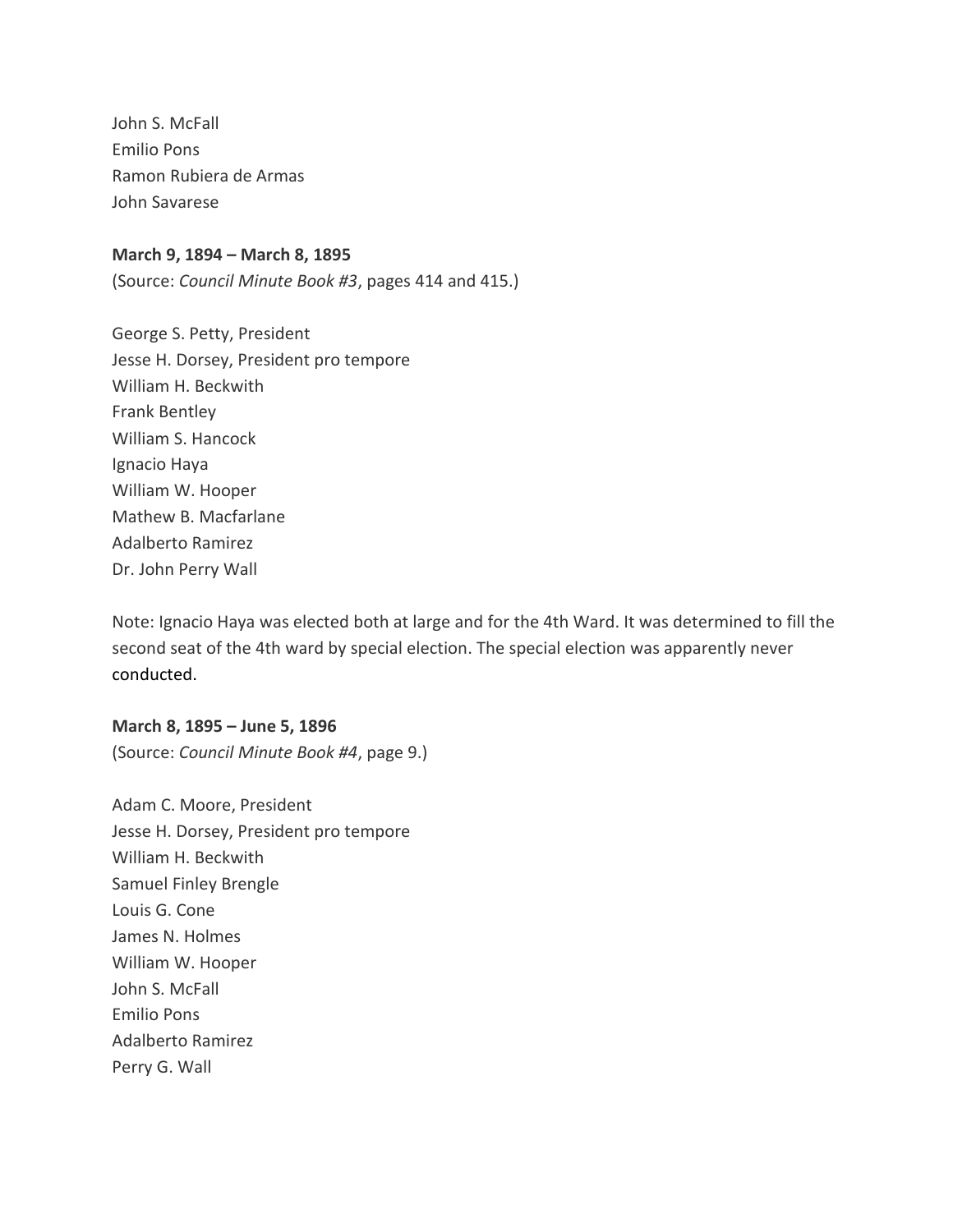John S. McFall
Emilio Pons
Ramon Rubiera de Armas
John Savarese

**March 9, 1894 – March 8, 1895**
(Source: *Council Minute Book #3*, pages 414 and 415.)

George S. Petty, President
Jesse H. Dorsey, President pro tempore
William H. Beckwith
Frank Bentley
William S. Hancock
Ignacio Haya
William W. Hooper
Mathew B. Macfarlane
Adalberto Ramirez
Dr. John Perry Wall

Note: Ignacio Haya was elected both at large and for the 4th Ward. It was determined to fill the second seat of the 4th ward by special election. The special election was apparently never conducted.

**March 8, 1895 – June 5, 1896**
(Source: *Council Minute Book #4*, page 9.)

Adam C. Moore, President
Jesse H. Dorsey, President pro tempore
William H. Beckwith
Samuel Finley Brengle
Louis G. Cone
James N. Holmes
William W. Hooper
John S. McFall
Emilio Pons
Adalberto Ramirez
Perry G. Wall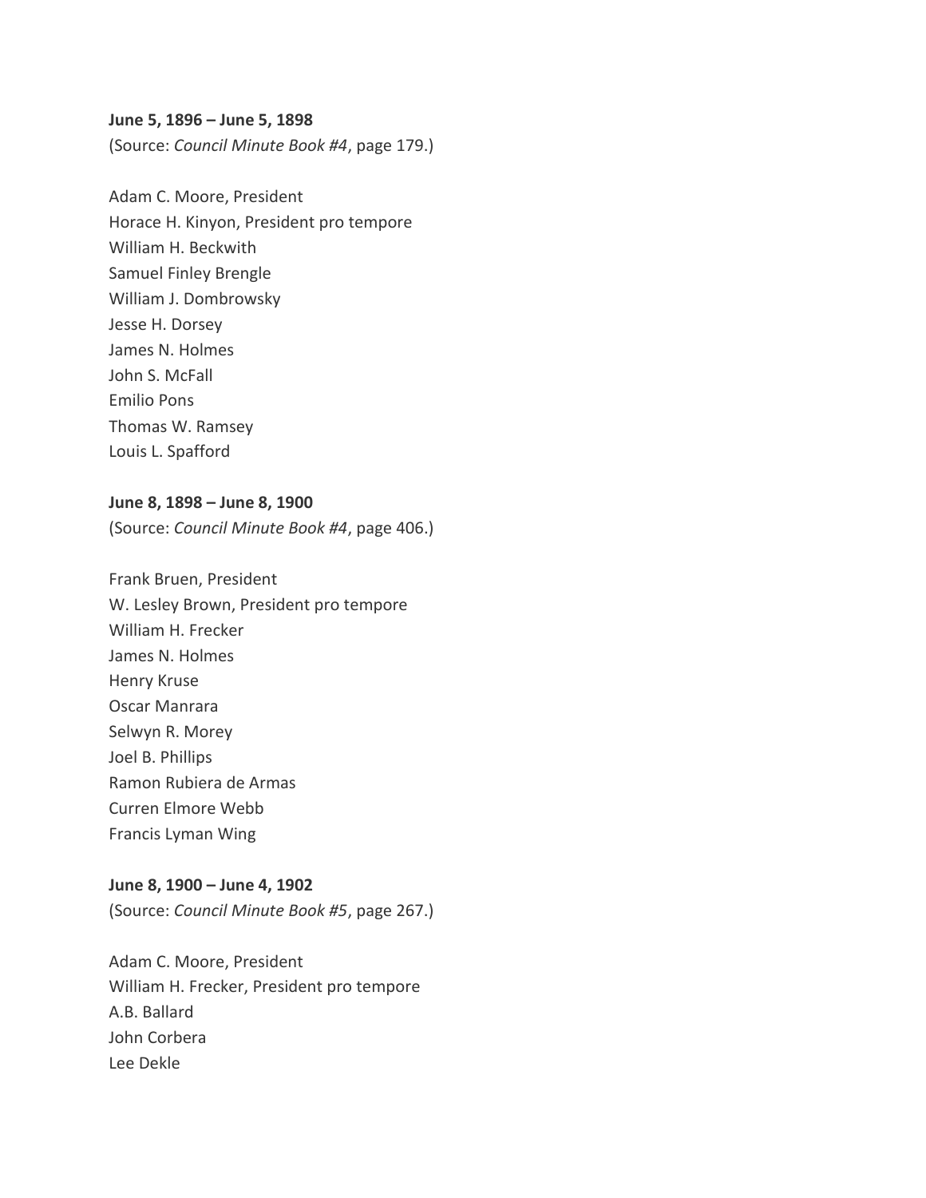**June 5, 1896 – June 5, 1898**
(Source: *Council Minute Book #4*, page 179.)

Adam C. Moore, President
Horace H. Kinyon, President pro tempore
William H. Beckwith
Samuel Finley Brengle
William J. Dombrowsky
Jesse H. Dorsey
James N. Holmes
John S. McFall
Emilio Pons
Thomas W. Ramsey
Louis L. Spafford

**June 8, 1898 – June 8, 1900**
(Source: *Council Minute Book #4*, page 406.)

Frank Bruen, President
W. Lesley Brown, President pro tempore
William H. Frecker
James N. Holmes
Henry Kruse
Oscar Manrara
Selwyn R. Morey
Joel B. Phillips
Ramon Rubiera de Armas
Curren Elmore Webb
Francis Lyman Wing

**June 8, 1900 – June 4, 1902**
(Source: *Council Minute Book #5*, page 267.)

Adam C. Moore, President
William H. Frecker, President pro tempore
A.B. Ballard
John Corbera
Lee Dekle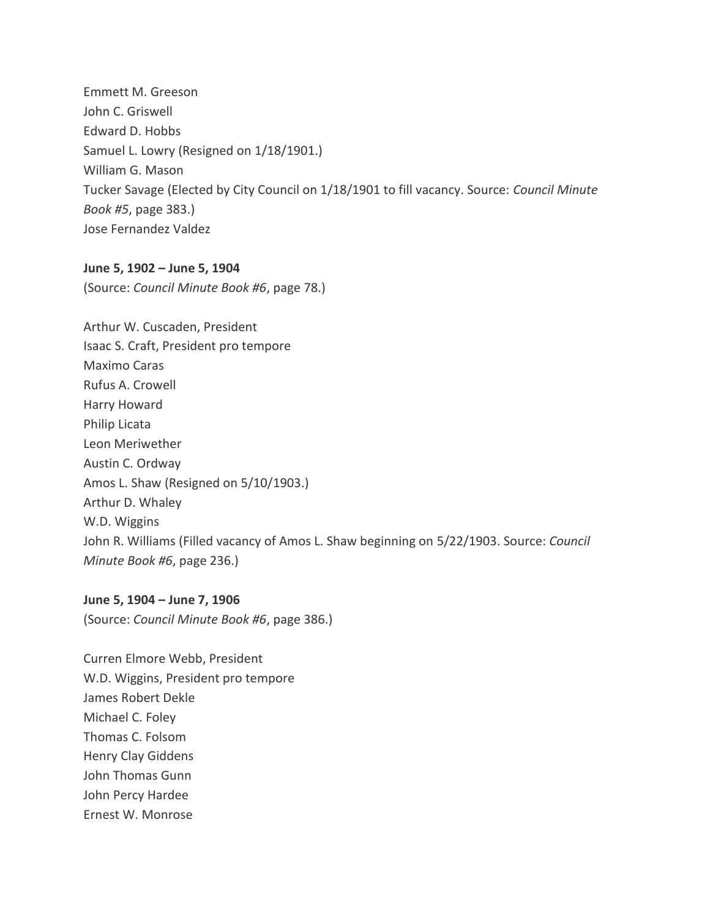Emmett M. Greeson
John C. Griswell
Edward D. Hobbs
Samuel L. Lowry (Resigned on 1/18/1901.)
William G. Mason
Tucker Savage (Elected by City Council on 1/18/1901 to fill vacancy. Source: *Council Minute Book #5*, page 383.)
Jose Fernandez Valdez

**June 5, 1902 – June 5, 1904**
(Source: *Council Minute Book #6*, page 78.)

Arthur W. Cuscaden, President
Isaac S. Craft, President pro tempore
Maximo Caras
Rufus A. Crowell
Harry Howard
Philip Licata
Leon Meriwether
Austin C. Ordway
Amos L. Shaw (Resigned on 5/10/1903.)
Arthur D. Whaley
W.D. Wiggins
John R. Williams (Filled vacancy of Amos L. Shaw beginning on 5/22/1903. Source: *Council Minute Book #6*, page 236.)

**June 5, 1904 – June 7, 1906**
(Source: *Council Minute Book #6*, page 386.)

Curren Elmore Webb, President
W.D. Wiggins, President pro tempore
James Robert Dekle
Michael C. Foley
Thomas C. Folsom
Henry Clay Giddens
John Thomas Gunn
John Percy Hardee
Ernest W. Monrose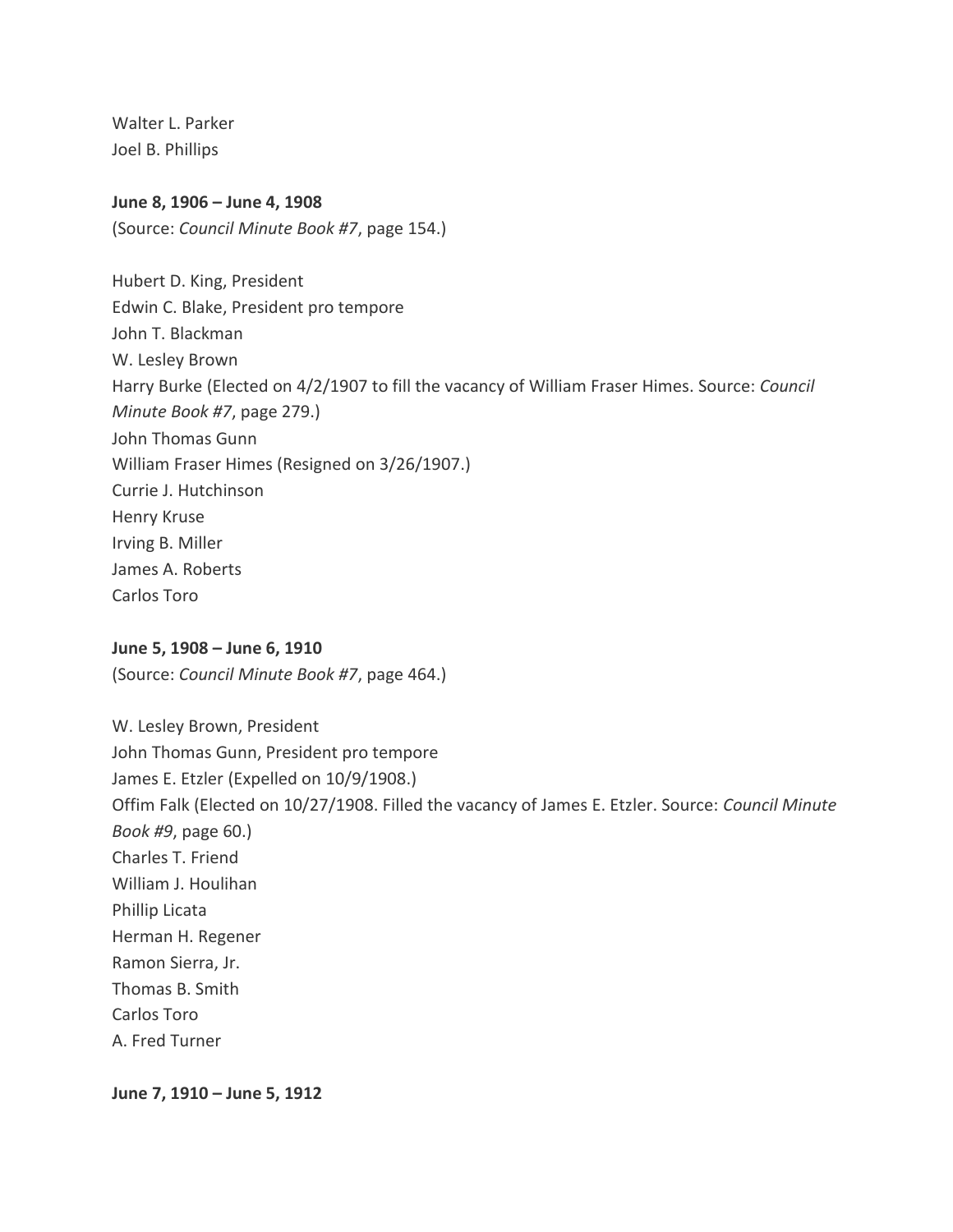Walter L. Parker
Joel B. Phillips

**June 8, 1906 – June 4, 1908**
(Source: *Council Minute Book #7*, page 154.)

Hubert D. King, President
Edwin C. Blake, President pro tempore
John T. Blackman
W. Lesley Brown
Harry Burke (Elected on 4/2/1907 to fill the vacancy of William Fraser Himes. Source: *Council Minute Book #7*, page 279.)
John Thomas Gunn
William Fraser Himes (Resigned on 3/26/1907.)
Currie J. Hutchinson
Henry Kruse
Irving B. Miller
James A. Roberts
Carlos Toro

**June 5, 1908 – June 6, 1910**
(Source: *Council Minute Book #7*, page 464.)

W. Lesley Brown, President
John Thomas Gunn, President pro tempore
James E. Etzler (Expelled on 10/9/1908.)
Offim Falk (Elected on 10/27/1908. Filled the vacancy of James E. Etzler. Source: *Council Minute Book #9*, page 60.)
Charles T. Friend
William J. Houlihan
Phillip Licata
Herman H. Regener
Ramon Sierra, Jr.
Thomas B. Smith
Carlos Toro
A. Fred Turner

**June 7, 1910 – June 5, 1912**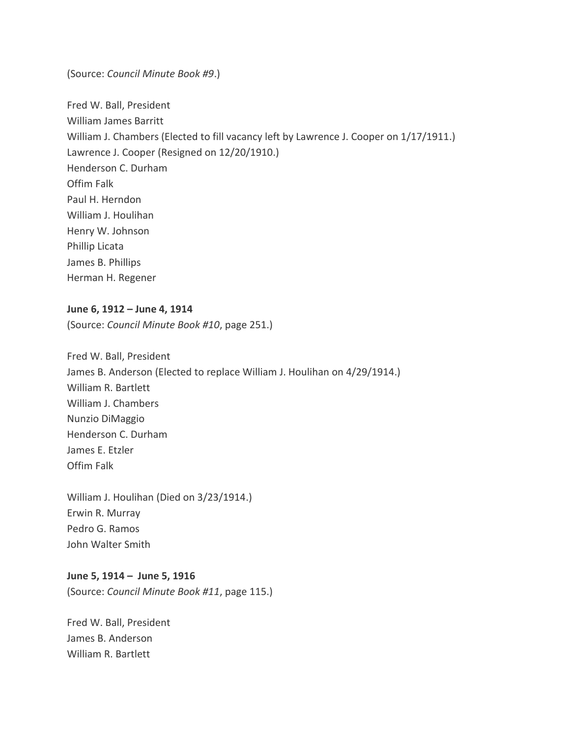(Source: *Council Minute Book #9*.)

Fred W. Ball, President
William James Barritt
William J. Chambers (Elected to fill vacancy left by Lawrence J. Cooper on 1/17/1911.)
Lawrence J. Cooper (Resigned on 12/20/1910.)
Henderson C. Durham
Offim Falk
Paul H. Herndon
William J. Houlihan
Henry W. Johnson
Phillip Licata
James B. Phillips
Herman H. Regener

**June 6, 1912 – June 4, 1914**
(Source: *Council Minute Book #10*, page 251.)

Fred W. Ball, President
James B. Anderson (Elected to replace William J. Houlihan on 4/29/1914.)
William R. Bartlett
William J. Chambers
Nunzio DiMaggio
Henderson C. Durham
James E. Etzler
Offim Falk

William J. Houlihan (Died on 3/23/1914.)
Erwin R. Murray
Pedro G. Ramos
John Walter Smith

**June 5, 1914 – June 5, 1916**
(Source: *Council Minute Book #11*, page 115.)

Fred W. Ball, President
James B. Anderson
William R. Bartlett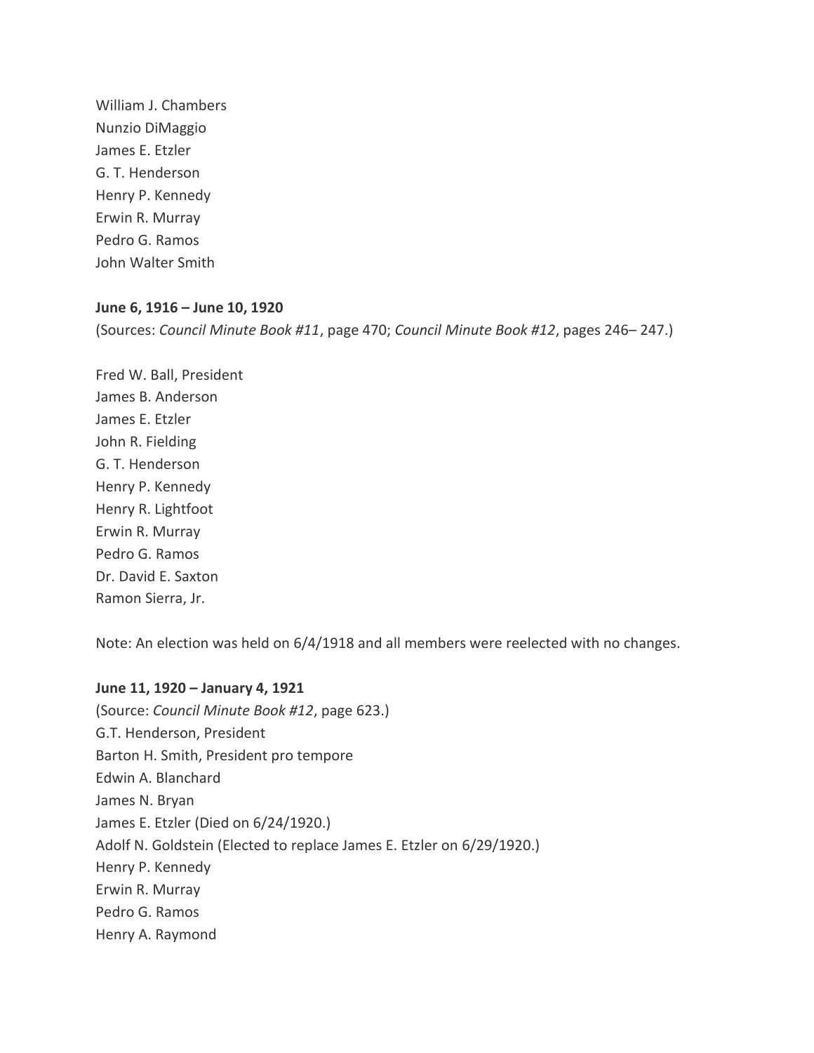William J. Chambers
Nunzio DiMaggio
James E. Etzler
G. T. Henderson
Henry P. Kennedy
Erwin R. Murray
Pedro G. Ramos
John Walter Smith

**June 6, 1916 – June 10, 1920**
(Sources: *Council Minute Book #11*, page 470; *Council Minute Book #12*, pages 246– 247.)

Fred W. Ball, President
James B. Anderson
James E. Etzler
John R. Fielding
G. T. Henderson
Henry P. Kennedy
Henry R. Lightfoot
Erwin R. Murray
Pedro G. Ramos
Dr. David E. Saxton
Ramon Sierra, Jr.

Note: An election was held on 6/4/1918 and all members were reelected with no changes.

**June 11, 1920 – January 4, 1921**
(Source: *Council Minute Book #12*, page 623.)
G.T. Henderson, President
Barton H. Smith, President pro tempore
Edwin A. Blanchard
James N. Bryan
James E. Etzler (Died on 6/24/1920.)
Adolf N. Goldstein (Elected to replace James E. Etzler on 6/29/1920.)
Henry P. Kennedy
Erwin R. Murray
Pedro G. Ramos
Henry A. Raymond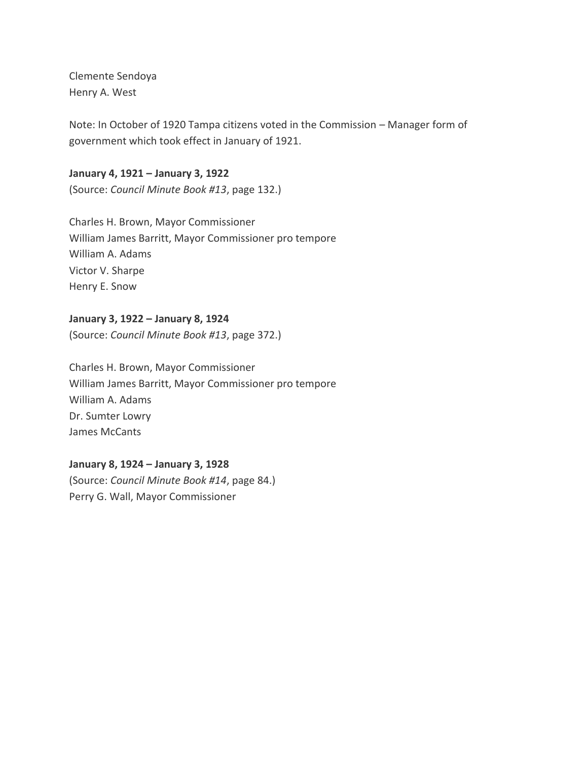Clemente Sendoya
Henry A. West

Note: In October of 1920 Tampa citizens voted in the Commission – Manager form of government which took effect in January of 1921.

**January 4, 1921 – January 3, 1922**
(Source: *Council Minute Book #13*, page 132.)

Charles H. Brown, Mayor Commissioner
William James Barritt, Mayor Commissioner pro tempore
William A. Adams
Victor V. Sharpe
Henry E. Snow

**January 3, 1922 – January 8, 1924**
(Source: *Council Minute Book #13*, page 372.)

Charles H. Brown, Mayor Commissioner
William James Barritt, Mayor Commissioner pro tempore
William A. Adams
Dr. Sumter Lowry
James McCants

**January 8, 1924 – January 3, 1928**
(Source: *Council Minute Book #14*, page 84.)
Perry G. Wall, Mayor Commissioner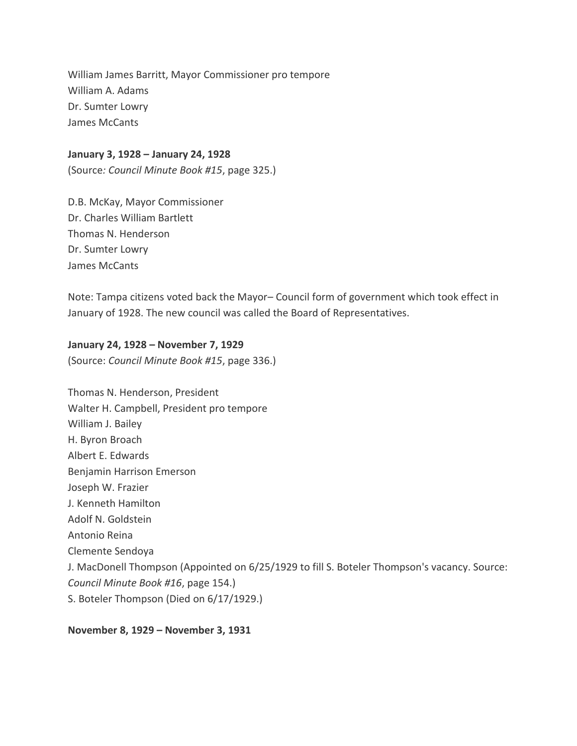William James Barritt, Mayor Commissioner pro tempore
William A. Adams
Dr. Sumter Lowry
James McCants

**January 3, 1928 – January 24, 1928**
(Source*: Council Minute Book #15*, page 325.)

D.B. McKay, Mayor Commissioner
Dr. Charles William Bartlett
Thomas N. Henderson
Dr. Sumter Lowry
James McCants

Note: Tampa citizens voted back the Mayor– Council form of government which took effect in January of 1928. The new council was called the Board of Representatives.

**January 24, 1928 – November 7, 1929**
(Source: *Council Minute Book #15*, page 336.)

Thomas N. Henderson, President
Walter H. Campbell, President pro tempore
William J. Bailey
H. Byron Broach
Albert E. Edwards
Benjamin Harrison Emerson
Joseph W. Frazier
J. Kenneth Hamilton
Adolf N. Goldstein
Antonio Reina
Clemente Sendoya
J. MacDonell Thompson (Appointed on 6/25/1929 to fill S. Boteler Thompson's vacancy. Source: *Council Minute Book #16*, page 154.)
S. Boteler Thompson (Died on 6/17/1929.)

**November 8, 1929 – November 3, 1931**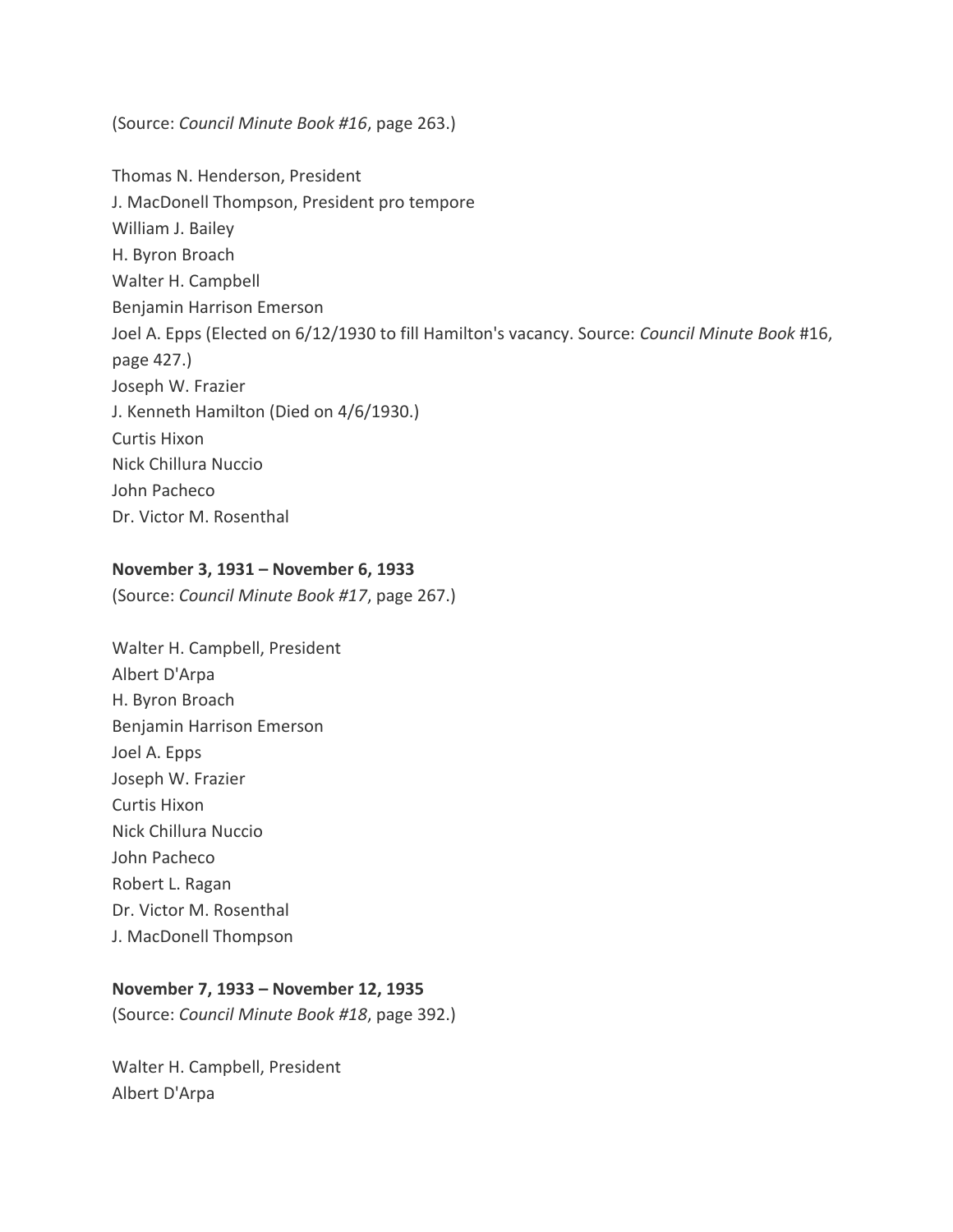(Source: *Council Minute Book #16*, page 263.)

Thomas N. Henderson, President
J. MacDonell Thompson, President pro tempore
William J. Bailey
H. Byron Broach
Walter H. Campbell
Benjamin Harrison Emerson
Joel A. Epps (Elected on 6/12/1930 to fill Hamilton's vacancy. Source: *Council Minute Book* #16, page 427.)
Joseph W. Frazier
J. Kenneth Hamilton (Died on 4/6/1930.)
Curtis Hixon
Nick Chillura Nuccio
John Pacheco
Dr. Victor M. Rosenthal

**November 3, 1931 – November 6, 1933**
(Source: *Council Minute Book #17*, page 267.)

Walter H. Campbell, President
Albert D'Arpa
H. Byron Broach
Benjamin Harrison Emerson
Joel A. Epps
Joseph W. Frazier
Curtis Hixon
Nick Chillura Nuccio
John Pacheco
Robert L. Ragan
Dr. Victor M. Rosenthal
J. MacDonell Thompson

**November 7, 1933 – November 12, 1935**
(Source: *Council Minute Book #18*, page 392.)

Walter H. Campbell, President
Albert D'Arpa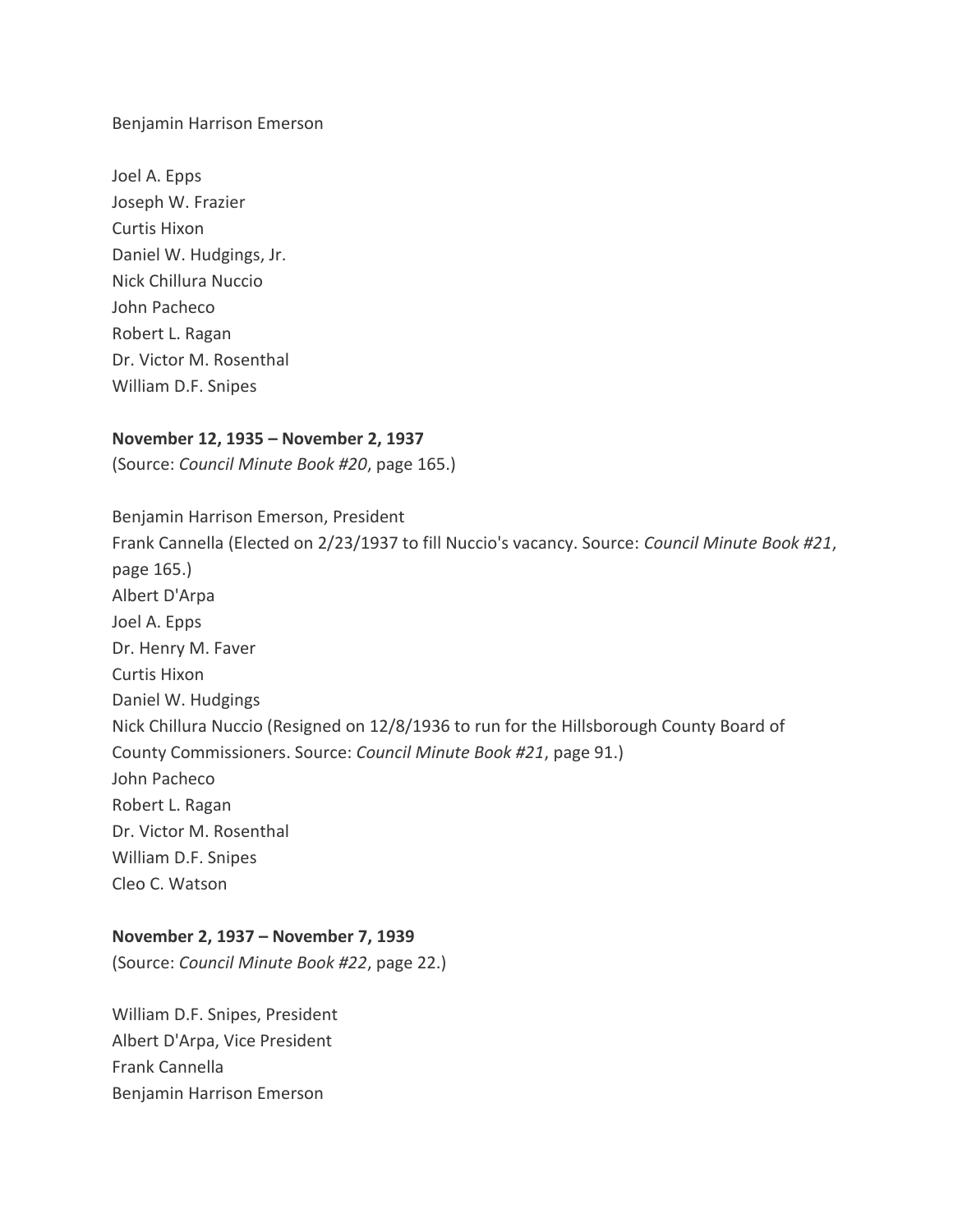Benjamin Harrison Emerson

Joel A. Epps
Joseph W. Frazier
Curtis Hixon
Daniel W. Hudgings, Jr.
Nick Chillura Nuccio
John Pacheco
Robert L. Ragan
Dr. Victor M. Rosenthal
William D.F. Snipes

**November 12, 1935 – November 2, 1937**
(Source: *Council Minute Book #20*, page 165.)

Benjamin Harrison Emerson, President
Frank Cannella (Elected on 2/23/1937 to fill Nuccio's vacancy. Source: *Council Minute Book #21*, page 165.)
Albert D'Arpa
Joel A. Epps
Dr. Henry M. Faver
Curtis Hixon
Daniel W. Hudgings
Nick Chillura Nuccio (Resigned on 12/8/1936 to run for the Hillsborough County Board of County Commissioners. Source: *Council Minute Book #21*, page 91.)
John Pacheco
Robert L. Ragan
Dr. Victor M. Rosenthal
William D.F. Snipes
Cleo C. Watson

**November 2, 1937 – November 7, 1939**
(Source: *Council Minute Book #22*, page 22.)

William D.F. Snipes, President
Albert D'Arpa, Vice President
Frank Cannella
Benjamin Harrison Emerson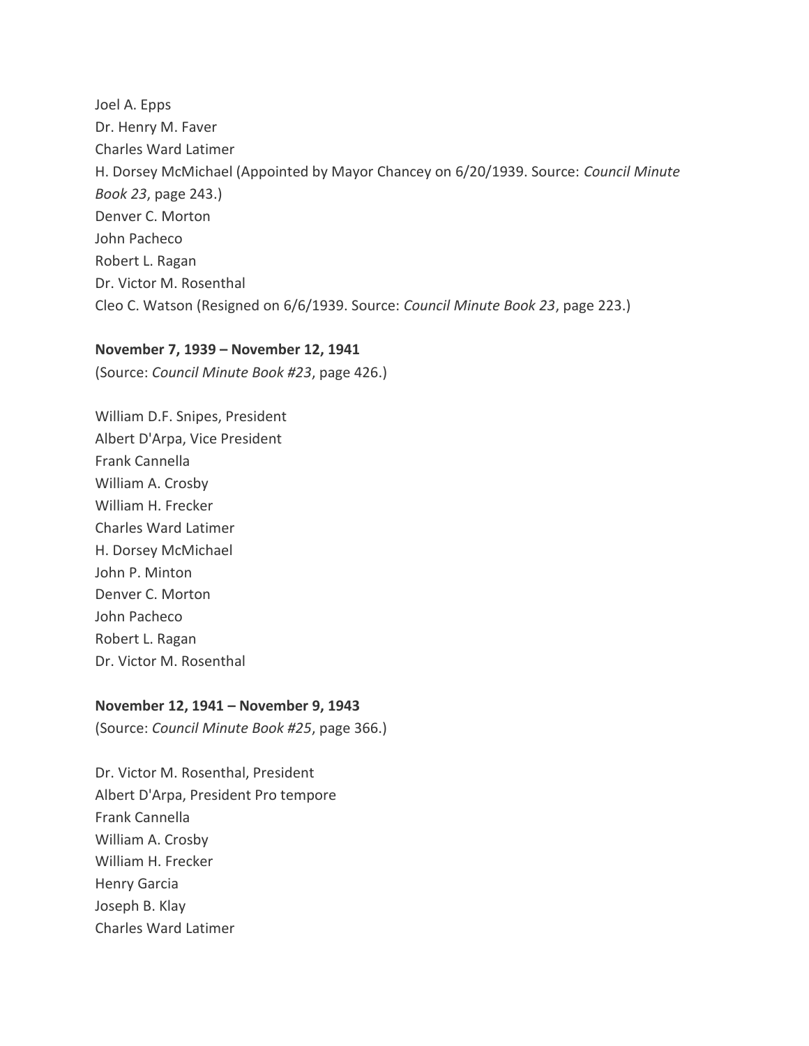Joel A. Epps
Dr. Henry M. Faver
Charles Ward Latimer
H. Dorsey McMichael (Appointed by Mayor Chancey on 6/20/1939. Source: *Council Minute Book 23*, page 243.)
Denver C. Morton
John Pacheco
Robert L. Ragan
Dr. Victor M. Rosenthal
Cleo C. Watson (Resigned on 6/6/1939. Source: *Council Minute Book 23*, page 223.)

**November 7, 1939 – November 12, 1941**
(Source: *Council Minute Book #23*, page 426.)

William D.F. Snipes, President
Albert D'Arpa, Vice President
Frank Cannella
William A. Crosby
William H. Frecker
Charles Ward Latimer
H. Dorsey McMichael
John P. Minton
Denver C. Morton
John Pacheco
Robert L. Ragan
Dr. Victor M. Rosenthal

**November 12, 1941 – November 9, 1943**
(Source: *Council Minute Book #25*, page 366.)

Dr. Victor M. Rosenthal, President
Albert D'Arpa, President Pro tempore
Frank Cannella
William A. Crosby
William H. Frecker
Henry Garcia
Joseph B. Klay
Charles Ward Latimer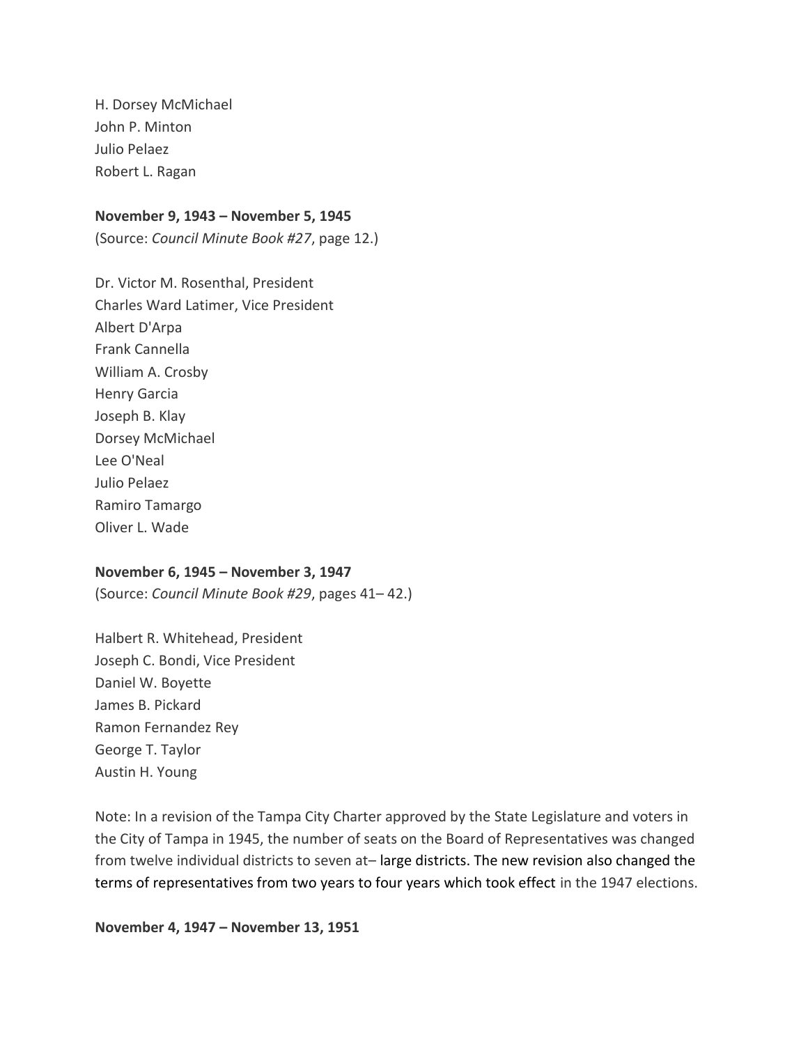H. Dorsey McMichael
John P. Minton
Julio Pelaez
Robert L. Ragan

**November 9, 1943 – November 5, 1945**
(Source: *Council Minute Book #27*, page 12.)

Dr. Victor M. Rosenthal, President
Charles Ward Latimer, Vice President
Albert D'Arpa
Frank Cannella
William A. Crosby
Henry Garcia
Joseph B. Klay
Dorsey McMichael
Lee O'Neal
Julio Pelaez
Ramiro Tamargo
Oliver L. Wade

**November 6, 1945 – November 3, 1947**
(Source: *Council Minute Book #29*, pages 41– 42.)

Halbert R. Whitehead, President
Joseph C. Bondi, Vice President
Daniel W. Boyette
James B. Pickard
Ramon Fernandez Rey
George T. Taylor
Austin H. Young

Note: In a revision of the Tampa City Charter approved by the State Legislature and voters in the City of Tampa in 1945, the number of seats on the Board of Representatives was changed from twelve individual districts to seven at– large districts. The new revision also changed the terms of representatives from two years to four years which took effect in the 1947 elections.

**November 4, 1947 – November 13, 1951**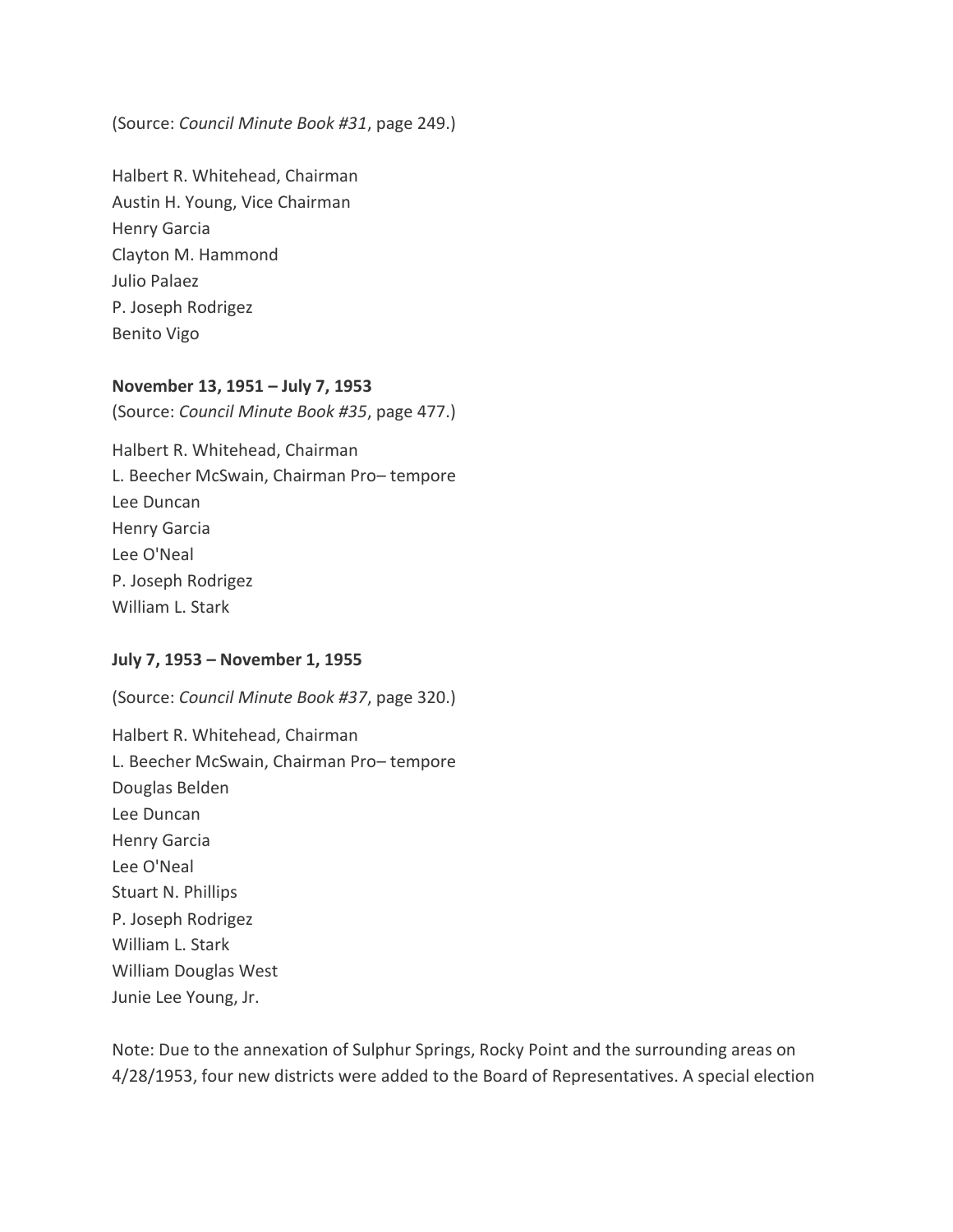(Source: *Council Minute Book #31*, page 249.)

Halbert R. Whitehead, Chairman
Austin H. Young, Vice Chairman
Henry Garcia
Clayton M. Hammond
Julio Palaez
P. Joseph Rodrigez
Benito Vigo

**November 13, 1951 – July 7, 1953**
(Source: *Council Minute Book #35*, page 477.)

Halbert R. Whitehead, Chairman
L. Beecher McSwain, Chairman Pro– tempore
Lee Duncan
Henry Garcia
Lee O'Neal
P. Joseph Rodrigez
William L. Stark

**July 7, 1953 – November 1, 1955**

(Source: *Council Minute Book #37*, page 320.)

Halbert R. Whitehead, Chairman
L. Beecher McSwain, Chairman Pro– tempore
Douglas Belden
Lee Duncan
Henry Garcia
Lee O'Neal
Stuart N. Phillips
P. Joseph Rodrigez
William L. Stark
William Douglas West
Junie Lee Young, Jr.

Note: Due to the annexation of Sulphur Springs, Rocky Point and the surrounding areas on 4/28/1953, four new districts were added to the Board of Representatives. A special election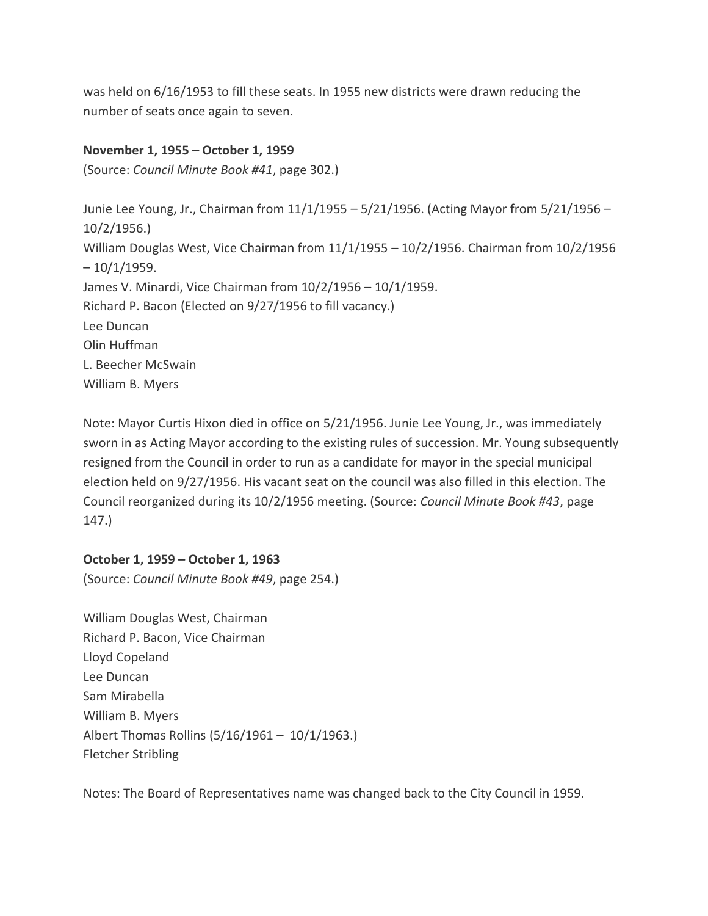was held on 6/16/1953 to fill these seats. In 1955 new districts were drawn reducing the number of seats once again to seven.

**November 1, 1955 – October 1, 1959**
(Source: *Council Minute Book #41*, page 302.)

Junie Lee Young, Jr., Chairman from 11/1/1955 – 5/21/1956. (Acting Mayor from 5/21/1956 – 10/2/1956.)
William Douglas West, Vice Chairman from 11/1/1955 – 10/2/1956. Chairman from 10/2/1956 – 10/1/1959.
James V. Minardi, Vice Chairman from 10/2/1956 – 10/1/1959.
Richard P. Bacon (Elected on 9/27/1956 to fill vacancy.)
Lee Duncan
Olin Huffman
L. Beecher McSwain
William B. Myers

Note: Mayor Curtis Hixon died in office on 5/21/1956. Junie Lee Young, Jr., was immediately sworn in as Acting Mayor according to the existing rules of succession. Mr. Young subsequently resigned from the Council in order to run as a candidate for mayor in the special municipal election held on 9/27/1956. His vacant seat on the council was also filled in this election. The Council reorganized during its 10/2/1956 meeting. (Source: *Council Minute Book #43*, page 147.)

**October 1, 1959 – October 1, 1963**
(Source: *Council Minute Book #49*, page 254.)

William Douglas West, Chairman
Richard P. Bacon, Vice Chairman
Lloyd Copeland
Lee Duncan
Sam Mirabella
William B. Myers
Albert Thomas Rollins (5/16/1961 – 10/1/1963.)
Fletcher Stribling

Notes: The Board of Representatives name was changed back to the City Council in 1959.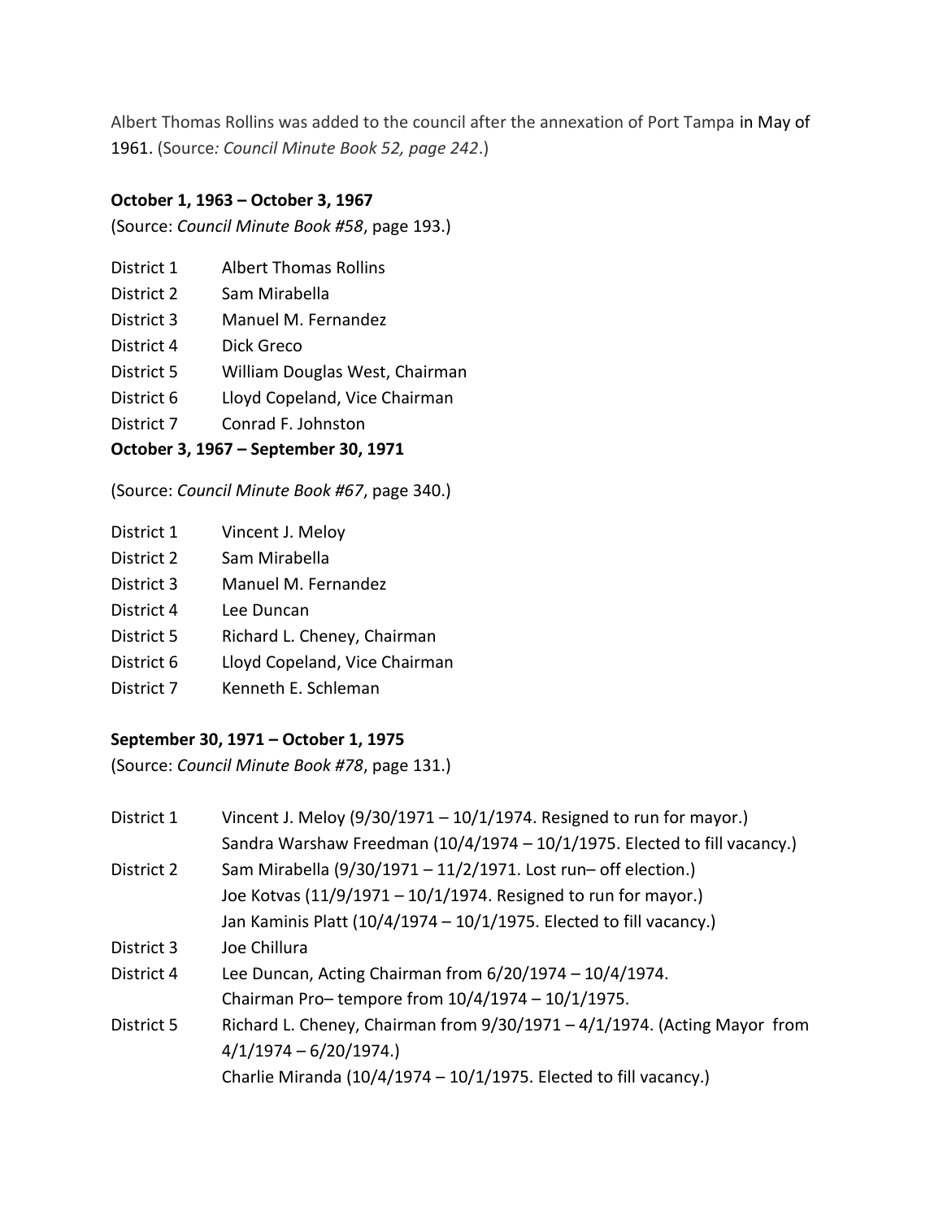Albert Thomas Rollins was added to the council after the annexation of Port Tampa in May of 1961. (Source*: Council Minute Book 52, page 242*.)

**October 1, 1963 – October 3, 1967**

(Source: *Council Minute Book #58*, page 193.)

| | |
|---|---|
| District 1 | Albert Thomas Rollins |
| District 2 | Sam Mirabella |
| District 3 | Manuel M. Fernandez |
| District 4 | Dick Greco |
| District 5 | William Douglas West, Chairman |
| District 6 | Lloyd Copeland, Vice Chairman |
| District 7 | Conrad F. Johnston |

**October 3, 1967 – September 30, 1971**

(Source: *Council Minute Book #67*, page 340.)

| | |
|---|---|
| District 1 | Vincent J. Meloy |
| District 2 | Sam Mirabella |
| District 3 | Manuel M. Fernandez |
| District 4 | Lee Duncan |
| District 5 | Richard L. Cheney, Chairman |
| District 6 | Lloyd Copeland, Vice Chairman |
| District 7 | Kenneth E. Schleman |

**September 30, 1971 – October 1, 1975**

(Source: *Council Minute Book #78*, page 131.)

| | |
|---|---|
| District 1 | Vincent J. Meloy (9/30/1971 – 10/1/1974. Resigned to run for mayor.) |
| | Sandra Warshaw Freedman (10/4/1974 – 10/1/1975. Elected to fill vacancy.) |
| District 2 | Sam Mirabella (9/30/1971 – 11/2/1971. Lost run– off election.) |
| | Joe Kotvas (11/9/1971 – 10/1/1974. Resigned to run for mayor.) |
| | Jan Kaminis Platt (10/4/1974 – 10/1/1975. Elected to fill vacancy.) |
| District 3 | Joe Chillura |
| District 4 | Lee Duncan, Acting Chairman from 6/20/1974 – 10/4/1974. |
| | Chairman Pro– tempore from 10/4/1974 – 10/1/1975. |
| District 5 | Richard L. Cheney, Chairman from 9/30/1971 – 4/1/1974. (Acting Mayor from 4/1/1974 – 6/20/1974.) |
| | Charlie Miranda (10/4/1974 – 10/1/1975. Elected to fill vacancy.) |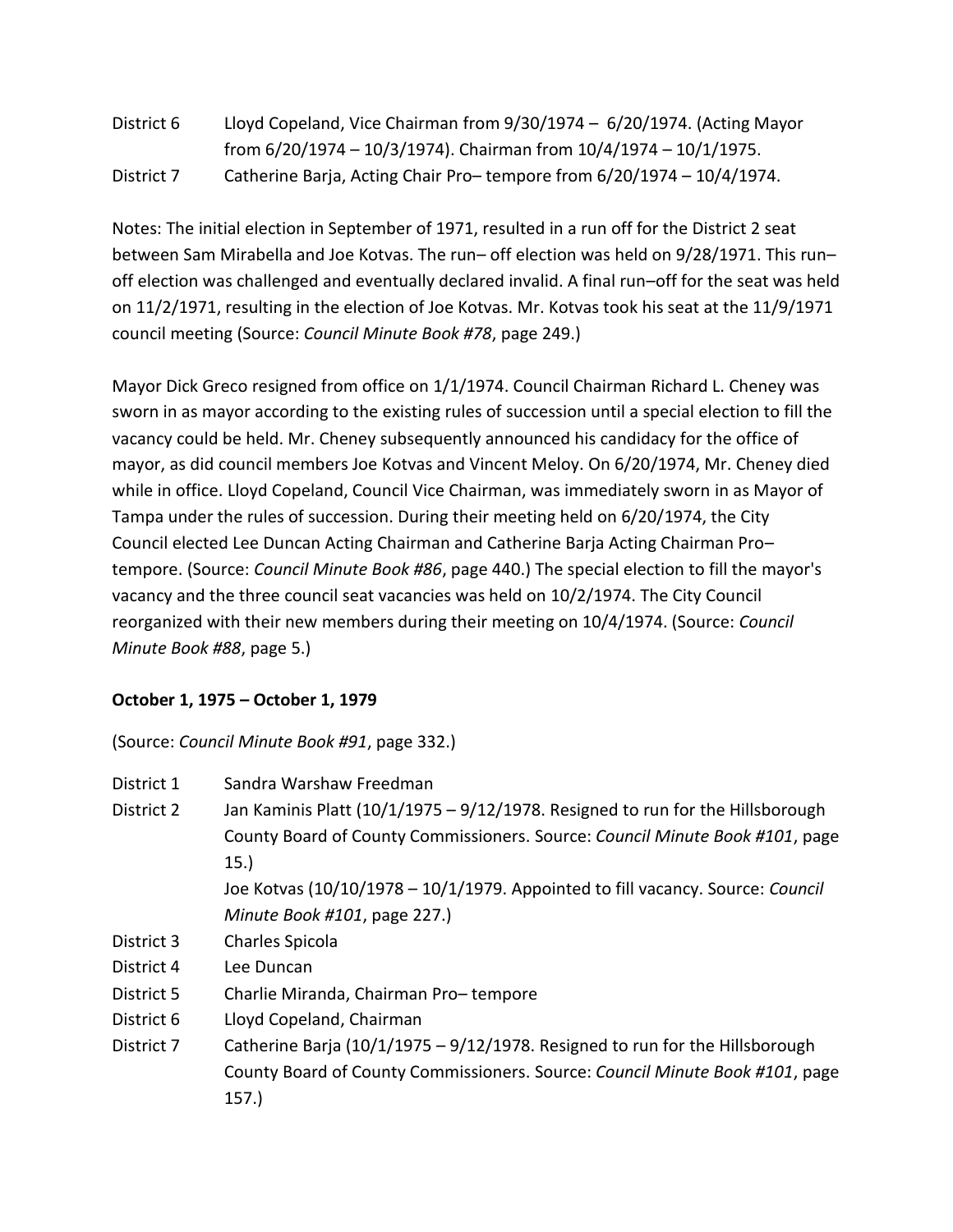District 6 Lloyd Copeland, Vice Chairman from 9/30/1974 – 6/20/1974. (Acting Mayor from 6/20/1974 – 10/3/1974). Chairman from 10/4/1974 – 10/1/1975.

District 7 Catherine Barja, Acting Chair Pro– tempore from 6/20/1974 – 10/4/1974.

Notes: The initial election in September of 1971, resulted in a run off for the District 2 seat between Sam Mirabella and Joe Kotvas. The run– off election was held on 9/28/1971. This run–off election was challenged and eventually declared invalid. A final run–off for the seat was held on 11/2/1971, resulting in the election of Joe Kotvas. Mr. Kotvas took his seat at the 11/9/1971 council meeting (Source: *Council Minute Book #78*, page 249.)

Mayor Dick Greco resigned from office on 1/1/1974. Council Chairman Richard L. Cheney was sworn in as mayor according to the existing rules of succession until a special election to fill the vacancy could be held. Mr. Cheney subsequently announced his candidacy for the office of mayor, as did council members Joe Kotvas and Vincent Meloy. On 6/20/1974, Mr. Cheney died while in office. Lloyd Copeland, Council Vice Chairman, was immediately sworn in as Mayor of Tampa under the rules of succession. During their meeting held on 6/20/1974, the City Council elected Lee Duncan Acting Chairman and Catherine Barja Acting Chairman Pro– tempore. (Source: *Council Minute Book #86*, page 440.) The special election to fill the mayor's vacancy and the three council seat vacancies was held on 10/2/1974. The City Council reorganized with their new members during their meeting on 10/4/1974. (Source: *Council Minute Book #88*, page 5.)

**October 1, 1975 – October 1, 1979**

(Source: *Council Minute Book #91*, page 332.)

District 1 Sandra Warshaw Freedman

District 2 Jan Kaminis Platt (10/1/1975 – 9/12/1978. Resigned to run for the Hillsborough County Board of County Commissioners. Source: *Council Minute Book #101*, page 15.)
Joe Kotvas (10/10/1978 – 10/1/1979. Appointed to fill vacancy. Source: *Council Minute Book #101*, page 227.)

District 3 Charles Spicola

District 4 Lee Duncan

District 5 Charlie Miranda, Chairman Pro– tempore

District 6 Lloyd Copeland, Chairman

District 7 Catherine Barja (10/1/1975 – 9/12/1978. Resigned to run for the Hillsborough County Board of County Commissioners. Source: *Council Minute Book #101*, page 157.)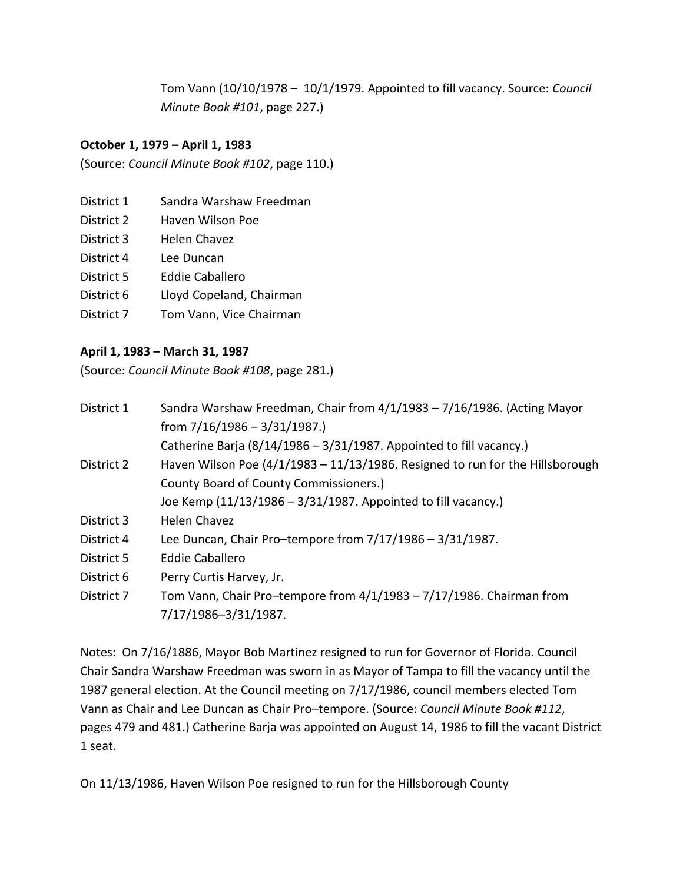Tom Vann (10/10/1978 – 10/1/1979. Appointed to fill vacancy. Source: *Council Minute Book #101*, page 227.)

**October 1, 1979 – April 1, 1983**

(Source: *Council Minute Book #102*, page 110.)

| | |
|---|---|
| District 1 | Sandra Warshaw Freedman |
| District 2 | Haven Wilson Poe |
| District 3 | Helen Chavez |
| District 4 | Lee Duncan |
| District 5 | Eddie Caballero |
| District 6 | Lloyd Copeland, Chairman |
| District 7 | Tom Vann, Vice Chairman |

**April 1, 1983 – March 31, 1987**

(Source: *Council Minute Book #108*, page 281.)

| | |
|---|---|
| District 1 | Sandra Warshaw Freedman, Chair from 4/1/1983 – 7/16/1986. (Acting Mayor from 7/16/1986 – 3/31/1987.) Catherine Barja (8/14/1986 – 3/31/1987. Appointed to fill vacancy.) |
| District 2 | Haven Wilson Poe (4/1/1983 – 11/13/1986. Resigned to run for the Hillsborough County Board of County Commissioners.) Joe Kemp (11/13/1986 – 3/31/1987. Appointed to fill vacancy.) |
| District 3 | Helen Chavez |
| District 4 | Lee Duncan, Chair Pro–tempore from 7/17/1986 – 3/31/1987. |
| District 5 | Eddie Caballero |
| District 6 | Perry Curtis Harvey, Jr. |
| District 7 | Tom Vann, Chair Pro–tempore from 4/1/1983 – 7/17/1986. Chairman from 7/17/1986–3/31/1987. |

Notes: On 7/16/1886, Mayor Bob Martinez resigned to run for Governor of Florida. Council Chair Sandra Warshaw Freedman was sworn in as Mayor of Tampa to fill the vacancy until the 1987 general election. At the Council meeting on 7/17/1986, council members elected Tom Vann as Chair and Lee Duncan as Chair Pro–tempore. (Source: *Council Minute Book #112*, pages 479 and 481.) Catherine Barja was appointed on August 14, 1986 to fill the vacant District 1 seat.

On 11/13/1986, Haven Wilson Poe resigned to run for the Hillsborough County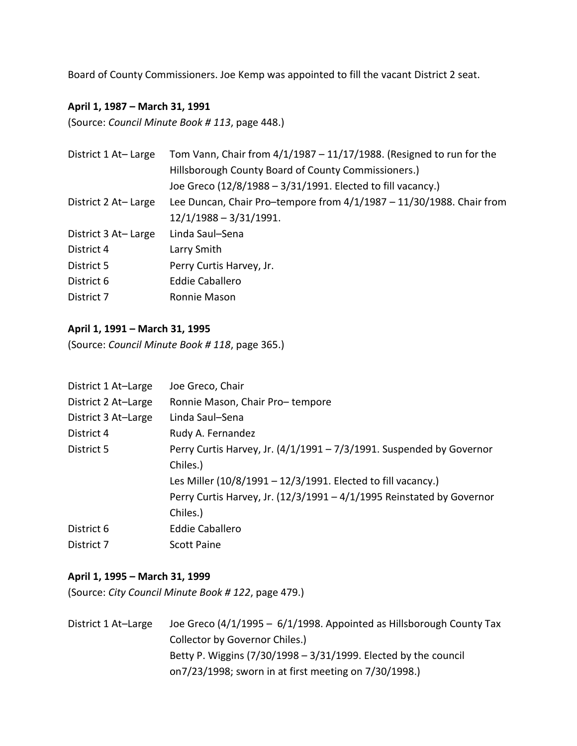Board of County Commissioners. Joe Kemp was appointed to fill the vacant District 2 seat.

**April 1, 1987 – March 31, 1991**

(Source: *Council Minute Book # 113*, page 448.)

| | |
|---|---|
| District 1 At– Large | Tom Vann, Chair from 4/1/1987 – 11/17/1988. (Resigned to run for the Hillsborough County Board of County Commissioners.)<br>Joe Greco (12/8/1988 – 3/31/1991. Elected to fill vacancy.) |
| District 2 At– Large | Lee Duncan, Chair Pro–tempore from 4/1/1987 – 11/30/1988. Chair from 12/1/1988 – 3/31/1991. |
| District 3 At– Large | Linda Saul–Sena |
| District 4 | Larry Smith |
| District 5 | Perry Curtis Harvey, Jr. |
| District 6 | Eddie Caballero |
| District 7 | Ronnie Mason |

**April 1, 1991 – March 31, 1995**

(Source: *Council Minute Book # 118*, page 365.)

| | |
|---|---|
| District 1 At–Large | Joe Greco, Chair |
| District 2 At–Large | Ronnie Mason, Chair Pro– tempore |
| District 3 At–Large | Linda Saul–Sena |
| District 4 | Rudy A. Fernandez |
| District 5 | Perry Curtis Harvey, Jr. (4/1/1991 – 7/3/1991. Suspended by Governor Chiles.)<br>Les Miller (10/8/1991 – 12/3/1991. Elected to fill vacancy.)<br>Perry Curtis Harvey, Jr. (12/3/1991 – 4/1/1995 Reinstated by Governor Chiles.) |
| District 6 | Eddie Caballero |
| District 7 | Scott Paine |

**April 1, 1995 – March 31, 1999**

(Source: *City Council Minute Book # 122*, page 479.)

| | |
|---|---|
| District 1 At–Large | Joe Greco (4/1/1995 – 6/1/1998. Appointed as Hillsborough County Tax Collector by Governor Chiles.)<br>Betty P. Wiggins (7/30/1998 – 3/31/1999. Elected by the council on7/23/1998; sworn in at first meeting on 7/30/1998.) |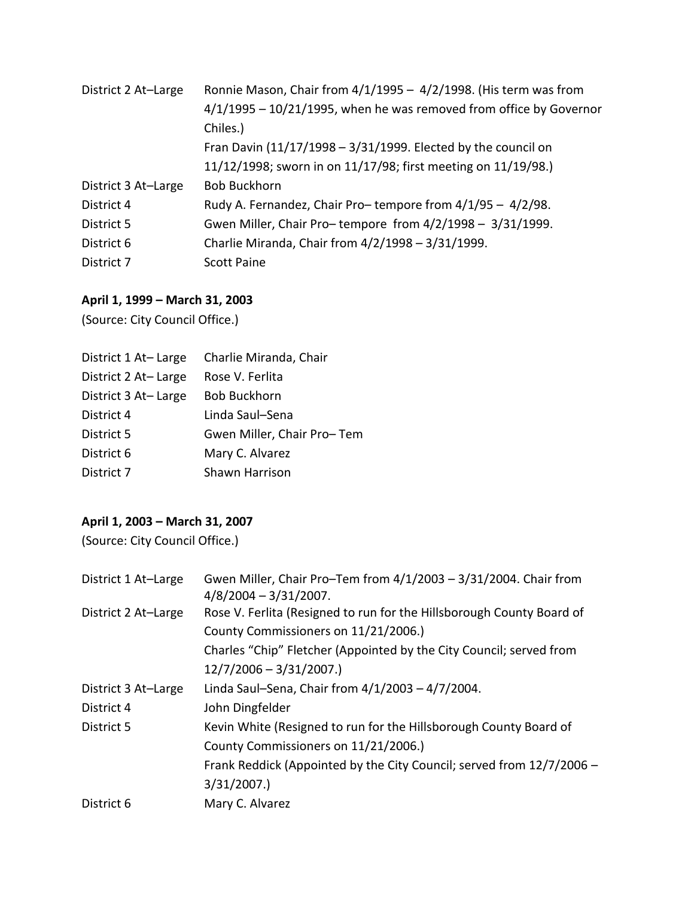| | |
|---|---|
| District 2 At–Large | Ronnie Mason, Chair from 4/1/1995 – 4/2/1998. (His term was from 4/1/1995 – 10/21/1995, when he was removed from office by Governor Chiles.) |
| | Fran Davin (11/17/1998 – 3/31/1999. Elected by the council on 11/12/1998; sworn in on 11/17/98; first meeting on 11/19/98.) |
| District 3 At–Large | Bob Buckhorn |
| District 4 | Rudy A. Fernandez, Chair Pro– tempore from 4/1/95 – 4/2/98. |
| District 5 | Gwen Miller, Chair Pro– tempore from 4/2/1998 – 3/31/1999. |
| District 6 | Charlie Miranda, Chair from 4/2/1998 – 3/31/1999. |
| District 7 | Scott Paine |

**April 1, 1999 – March 31, 2003**

(Source: City Council Office.)

| | |
|---|---|
| District 1 At– Large | Charlie Miranda, Chair |
| District 2 At– Large | Rose V. Ferlita |
| District 3 At– Large | Bob Buckhorn |
| District 4 | Linda Saul–Sena |
| District 5 | Gwen Miller, Chair Pro– Tem |
| District 6 | Mary C. Alvarez |
| District 7 | Shawn Harrison |

**April 1, 2003 – March 31, 2007**

(Source: City Council Office.)

| | |
|---|---|
| District 1 At–Large | Gwen Miller, Chair Pro–Tem from 4/1/2003 – 3/31/2004. Chair from 4/8/2004 – 3/31/2007. |
| District 2 At–Large | Rose V. Ferlita (Resigned to run for the Hillsborough County Board of County Commissioners on 11/21/2006.) |
| | Charles "Chip" Fletcher (Appointed by the City Council; served from 12/7/2006 – 3/31/2007.) |
| District 3 At–Large | Linda Saul–Sena, Chair from 4/1/2003 – 4/7/2004. |
| District 4 | John Dingfelder |
| District 5 | Kevin White (Resigned to run for the Hillsborough County Board of County Commissioners on 11/21/2006.) |
| | Frank Reddick (Appointed by the City Council; served from 12/7/2006 – 3/31/2007.) |
| District 6 | Mary C. Alvarez |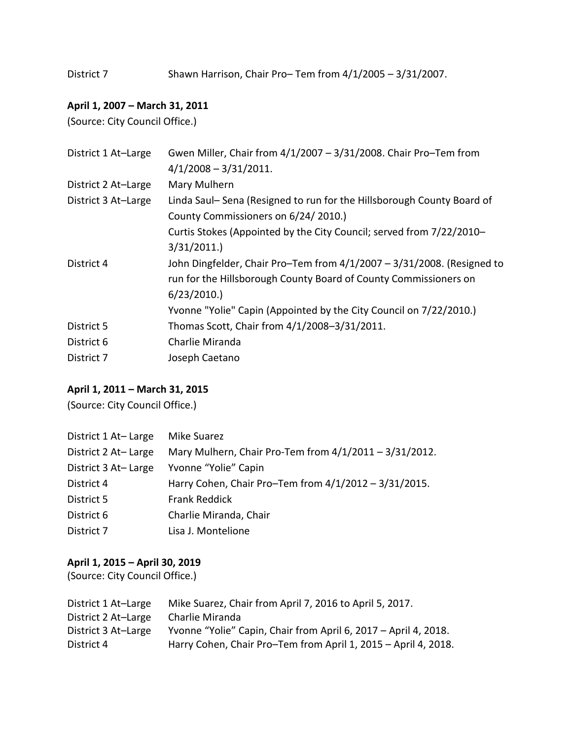| | |
|---|---|
| District 7 | Shawn Harrison, Chair Pro– Tem from 4/1/2005 – 3/31/2007. |

**April 1, 2007 – March 31, 2011**

(Source: City Council Office.)

| | |
|---|---|
| District 1 At–Large | Gwen Miller, Chair from 4/1/2007 – 3/31/2008. Chair Pro–Tem from 4/1/2008 – 3/31/2011. |
| District 2 At–Large | Mary Mulhern |
| District 3 At–Large | Linda Saul– Sena (Resigned to run for the Hillsborough County Board of County Commissioners on 6/24/ 2010.) Curtis Stokes (Appointed by the City Council; served from 7/22/2010– 3/31/2011.) |
| District 4 | John Dingfelder, Chair Pro–Tem from 4/1/2007 – 3/31/2008. (Resigned to run for the Hillsborough County Board of County Commissioners on 6/23/2010.) Yvonne "Yolie" Capin (Appointed by the City Council on 7/22/2010.) |
| District 5 | Thomas Scott, Chair from 4/1/2008–3/31/2011. |
| District 6 | Charlie Miranda |
| District 7 | Joseph Caetano |

**April 1, 2011 – March 31, 2015**

(Source: City Council Office.)

| | |
|---|---|
| District 1 At– Large | Mike Suarez |
| District 2 At– Large | Mary Mulhern, Chair Pro-Tem from 4/1/2011 – 3/31/2012. |
| District 3 At– Large | Yvonne "Yolie" Capin |
| District 4 | Harry Cohen, Chair Pro–Tem from 4/1/2012 – 3/31/2015. |
| District 5 | Frank Reddick |
| District 6 | Charlie Miranda, Chair |
| District 7 | Lisa J. Montelione |

**April 1, 2015 – April 30, 2019**

(Source: City Council Office.)

| | |
|---|---|
| District 1 At–Large | Mike Suarez, Chair from April 7, 2016 to April 5, 2017. |
| District 2 At–Large | Charlie Miranda |
| District 3 At–Large | Yvonne "Yolie" Capin, Chair from April 6, 2017 – April 4, 2018. |
| District 4 | Harry Cohen, Chair Pro–Tem from April 1, 2015 – April 4, 2018. |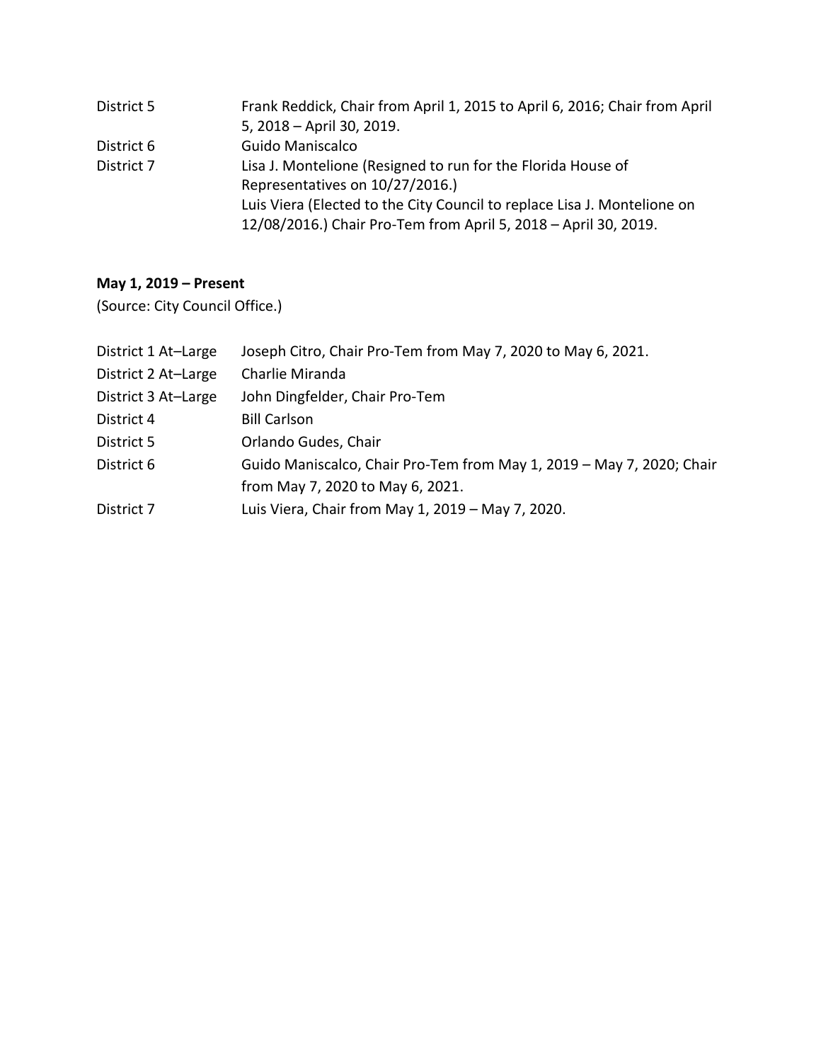| | |
|---|---|
| District 5 | Frank Reddick, Chair from April 1, 2015 to April 6, 2016; Chair from April 5, 2018 – April 30, 2019. |
| District 6 | Guido Maniscalco |
| District 7 | Lisa J. Montelione (Resigned to run for the Florida House of Representatives on 10/27/2016.)<br>Luis Viera (Elected to the City Council to replace Lisa J. Montelione on 12/08/2016.) Chair Pro-Tem from April 5, 2018 – April 30, 2019. |

**May 1, 2019 – Present**

(Source: City Council Office.)

| | |
|---|---|
| District 1 At–Large | Joseph Citro, Chair Pro-Tem from May 7, 2020 to May 6, 2021. |
| District 2 At–Large | Charlie Miranda |
| District 3 At–Large | John Dingfelder, Chair Pro-Tem |
| District 4 | Bill Carlson |
| District 5 | Orlando Gudes, Chair |
| District 6 | Guido Maniscalco, Chair Pro-Tem from May 1, 2019 – May 7, 2020; Chair from May 7, 2020 to May 6, 2021. |
| District 7 | Luis Viera, Chair from May 1, 2019 – May 7, 2020. |